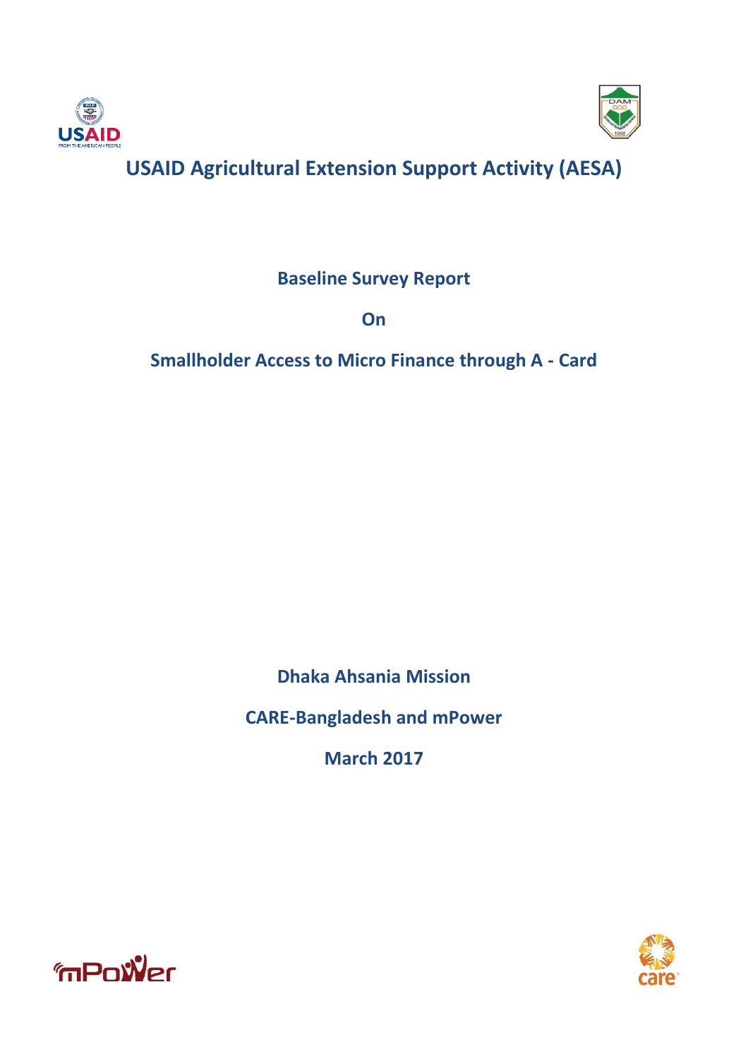# USAID Agricultural Extension Support Activity (AESA)

**Baseline Survey Report**

**On**

**Smallholder Access to Micro Finance through A - Card**

**Dhaka Ahsania Mission**

**CARE-Bangladesh and mPower**

**March 2017**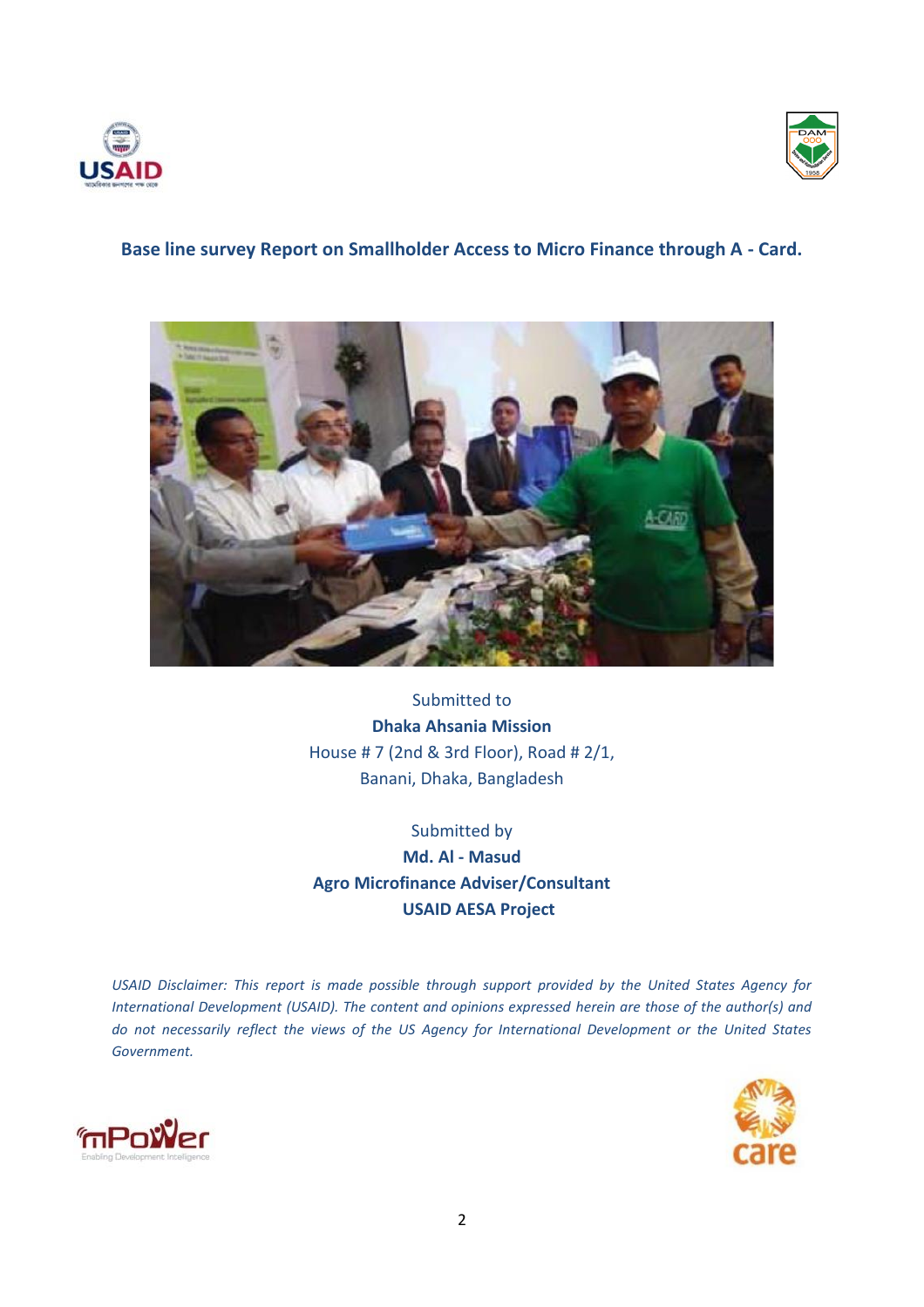**Base line survey Report on Smallholder Access to Micro Finance through A - Card.**

Submitted to

**Dhaka Ahsania Mission**

House # 7 (2nd & 3rd Floor), Road # 2/1,

Banani, Dhaka, Bangladesh

Submitted by

**Md. Al - Masud**

**Agro Microfinance Adviser/Consultant**

**USAID AESA Project**

*USAID Disclaimer: This report is made possible through support provided by the United States Agency for International Development (USAID). The content and opinions expressed herein are those of the author(s) and do not necessarily reflect the views of the US Agency for International Development or the United States Government.*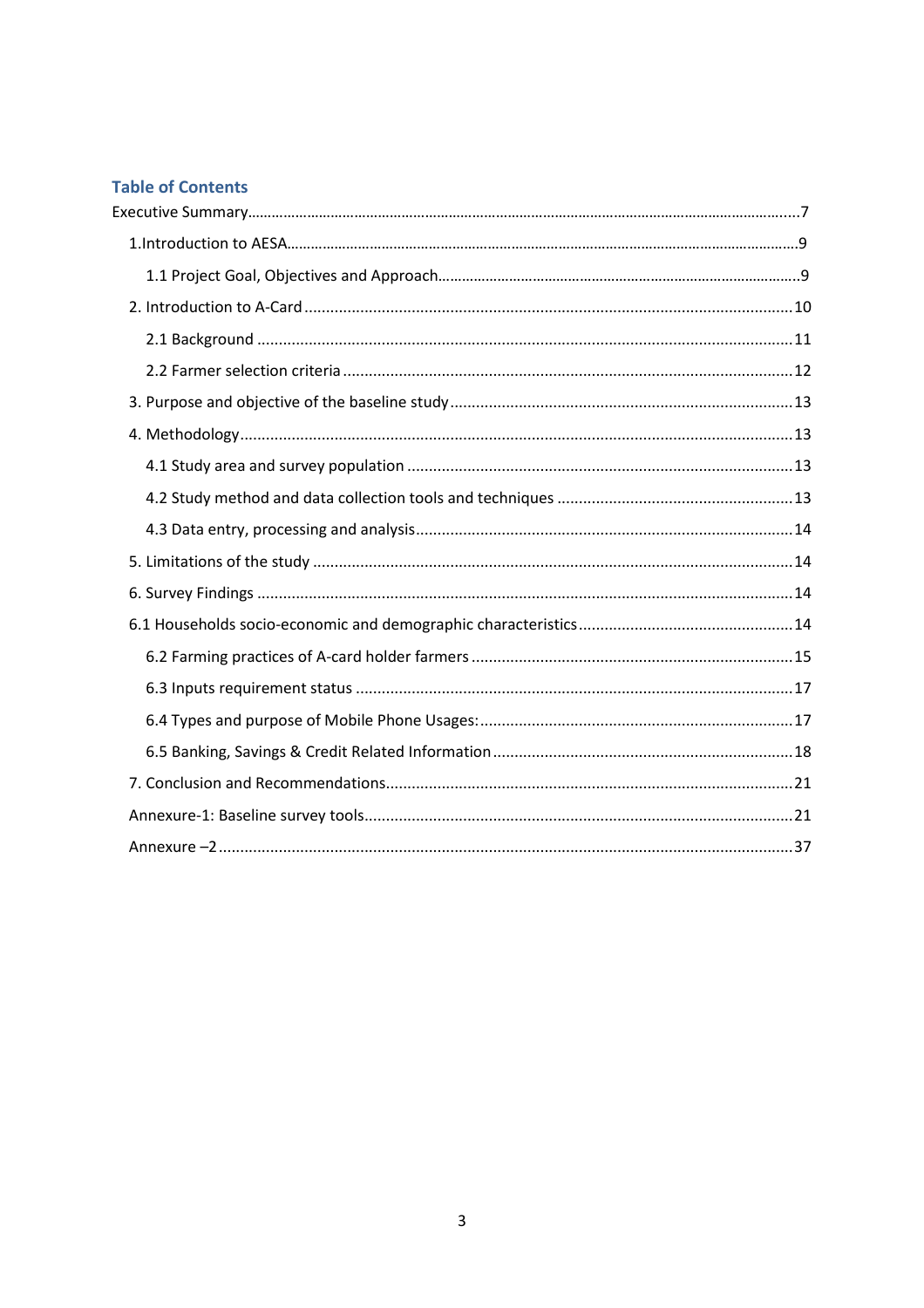## Table of Contents

Executive Summary.......................................................................................................7

- 1.Introduction to AESA.......................................................................................9
  - 1.1 Project Goal, Objectives and Approach.......................................................9
- 2. Introduction to A-Card ....................................................................................10
  - 2.1 Background ...............................................................................................11
  - 2.2 Farmer selection criteria ...........................................................................12
- 3. Purpose and objective of the baseline study ......................................................13
- 4. Methodology....................................................................................................13
  - 4.1 Study area and survey population ............................................................13
  - 4.2 Study method and data collection tools and techniques .............................13
  - 4.3 Data entry, processing and analysis...........................................................14
- 5. Limitations of the study ..................................................................................14
- 6. Survey Findings ...............................................................................................14
- 6.1 Households socio-economic and demographic characteristics .........................14
  - 6.2 Farming practices of A-card holder farmers ................................................15
  - 6.3 Inputs requirement status ..........................................................................17
  - 6.4 Types and purpose of Mobile Phone Usages:..............................................17
  - 6.5 Banking, Savings & Credit Related Information ...........................................18
- 7. Conclusion and Recommendations....................................................................21
- Annexure-1: Baseline survey tools.......................................................................21
- Annexure –2 ......................................................................................................37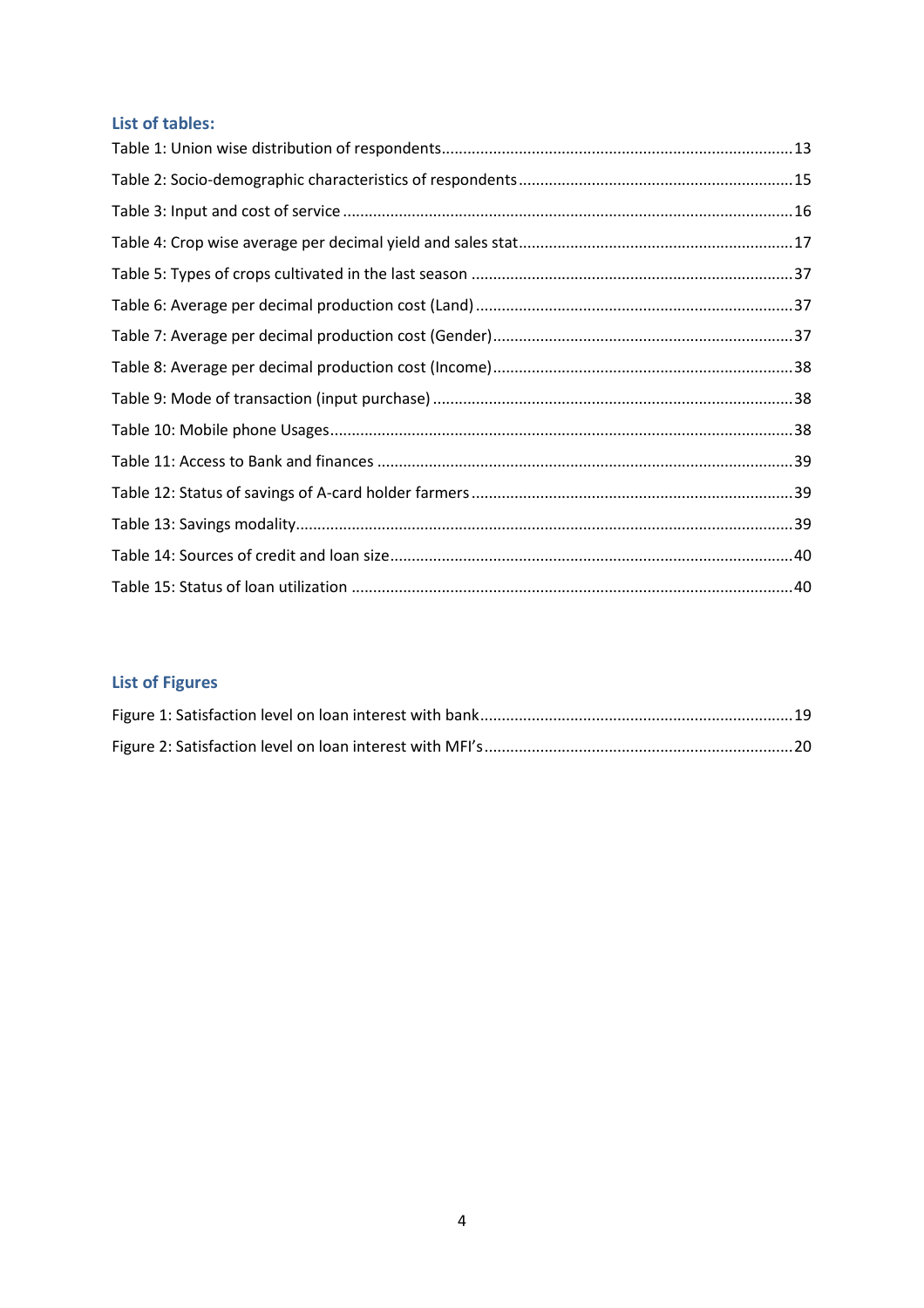## List of tables:

Table 1: Union wise distribution of respondents.................................................................................13

Table 2: Socio-demographic characteristics of respondents...............................................................15

Table 3: Input and cost of service ........................................................................................................16

Table 4: Crop wise average per decimal yield and sales stat...............................................................17

Table 5: Types of crops cultivated in the last season ...........................................................................37

Table 6: Average per decimal production cost (Land) ..........................................................................37

Table 7: Average per decimal production cost (Gender).......................................................................37

Table 8: Average per decimal production cost (Income).......................................................................38

Table 9: Mode of transaction (input purchase) ....................................................................................38

Table 10: Mobile phone Usages............................................................................................................38

Table 11: Access to Bank and finances .................................................................................................39

Table 12: Status of savings of A-card holder farmers ...........................................................................39

Table 13: Savings modality....................................................................................................................39

Table 14: Sources of credit and loan size..............................................................................................40

Table 15: Status of loan utilization .......................................................................................................40

## List of Figures

Figure 1: Satisfaction level on loan interest with bank.........................................................................19

Figure 2: Satisfaction level on loan interest with MFI's........................................................................20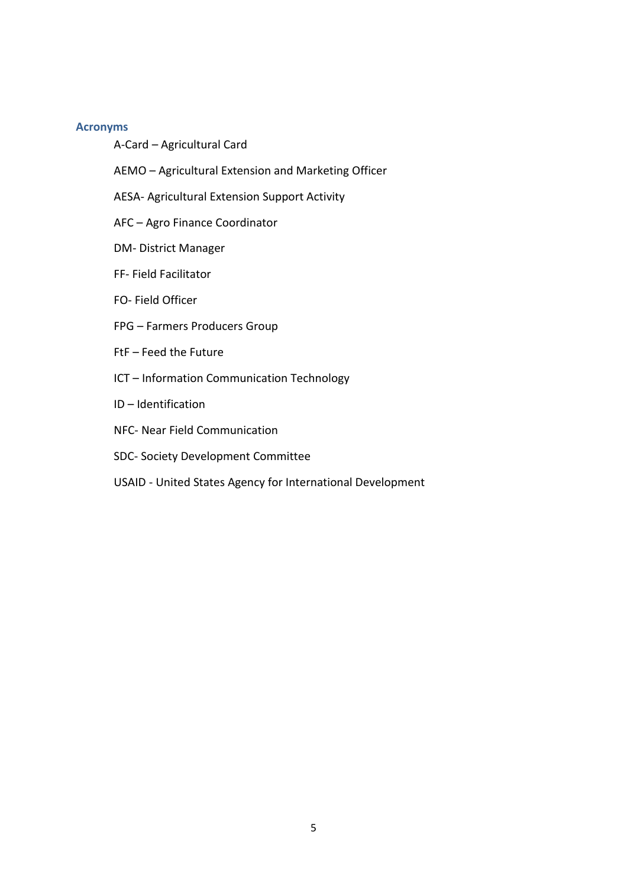## Acronyms

A-Card – Agricultural Card

AEMO – Agricultural Extension and Marketing Officer

AESA- Agricultural Extension Support Activity

AFC – Agro Finance Coordinator

DM- District Manager

FF- Field Facilitator

FO- Field Officer

FPG – Farmers Producers Group

FtF – Feed the Future

ICT – Information Communication Technology

ID – Identification

NFC- Near Field Communication

SDC- Society Development Committee

USAID - United States Agency for International Development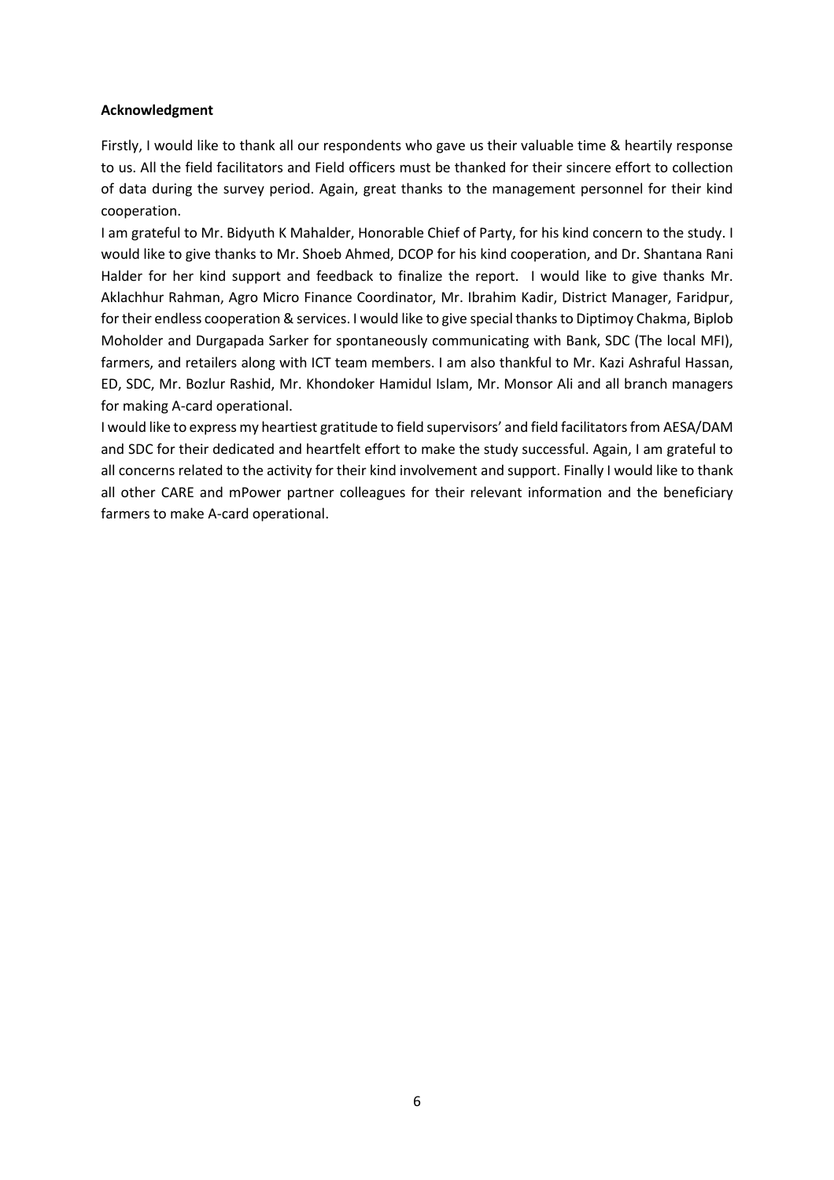**Acknowledgment**

Firstly, I would like to thank all our respondents who gave us their valuable time & heartily response to us. All the field facilitators and Field officers must be thanked for their sincere effort to collection of data during the survey period. Again, great thanks to the management personnel for their kind cooperation.

I am grateful to Mr. Bidyuth K Mahalder, Honorable Chief of Party, for his kind concern to the study. I would like to give thanks to Mr. Shoeb Ahmed, DCOP for his kind cooperation, and Dr. Shantana Rani Halder for her kind support and feedback to finalize the report. I would like to give thanks Mr. Aklachhur Rahman, Agro Micro Finance Coordinator, Mr. Ibrahim Kadir, District Manager, Faridpur, for their endless cooperation & services. I would like to give special thanks to Diptimoy Chakma, Biplob Moholder and Durgapada Sarker for spontaneously communicating with Bank, SDC (The local MFI), farmers, and retailers along with ICT team members. I am also thankful to Mr. Kazi Ashraful Hassan, ED, SDC, Mr. Bozlur Rashid, Mr. Khondoker Hamidul Islam, Mr. Monsor Ali and all branch managers for making A-card operational.

I would like to express my heartiest gratitude to field supervisors' and field facilitators from AESA/DAM and SDC for their dedicated and heartfelt effort to make the study successful. Again, I am grateful to all concerns related to the activity for their kind involvement and support. Finally I would like to thank all other CARE and mPower partner colleagues for their relevant information and the beneficiary farmers to make A-card operational.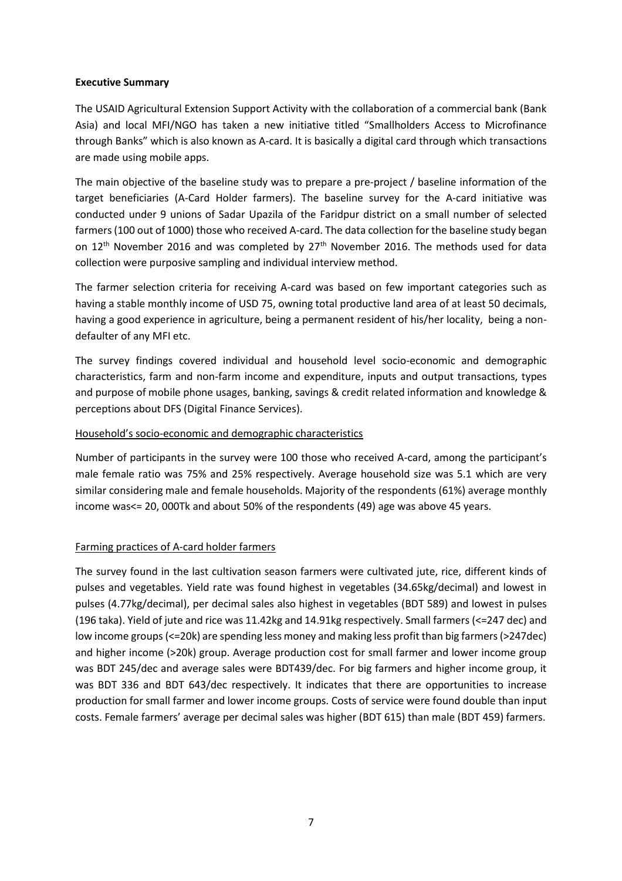**Executive Summary**

The USAID Agricultural Extension Support Activity with the collaboration of a commercial bank (Bank Asia) and local MFI/NGO has taken a new initiative titled "Smallholders Access to Microfinance through Banks" which is also known as A-card. It is basically a digital card through which transactions are made using mobile apps.

The main objective of the baseline study was to prepare a pre-project / baseline information of the target beneficiaries (A-Card Holder farmers). The baseline survey for the A-card initiative was conducted under 9 unions of Sadar Upazila of the Faridpur district on a small number of selected farmers (100 out of 1000) those who received A-card. The data collection for the baseline study began on 12th November 2016 and was completed by 27th November 2016. The methods used for data collection were purposive sampling and individual interview method.

The farmer selection criteria for receiving A-card was based on few important categories such as having a stable monthly income of USD 75, owning total productive land area of at least 50 decimals, having a good experience in agriculture, being a permanent resident of his/her locality, being a non-defaulter of any MFI etc.

The survey findings covered individual and household level socio-economic and demographic characteristics, farm and non-farm income and expenditure, inputs and output transactions, types and purpose of mobile phone usages, banking, savings & credit related information and knowledge & perceptions about DFS (Digital Finance Services).

Household's socio-economic and demographic characteristics

Number of participants in the survey were 100 those who received A-card, among the participant's male female ratio was 75% and 25% respectively. Average household size was 5.1 which are very similar considering male and female households. Majority of the respondents (61%) average monthly income was<= 20, 000Tk and about 50% of the respondents (49) age was above 45 years.

Farming practices of A-card holder farmers

The survey found in the last cultivation season farmers were cultivated jute, rice, different kinds of pulses and vegetables. Yield rate was found highest in vegetables (34.65kg/decimal) and lowest in pulses (4.77kg/decimal), per decimal sales also highest in vegetables (BDT 589) and lowest in pulses (196 taka). Yield of jute and rice was 11.42kg and 14.91kg respectively. Small farmers (<=247 dec) and low income groups (<=20k) are spending less money and making less profit than big farmers (>247dec) and higher income (>20k) group. Average production cost for small farmer and lower income group was BDT 245/dec and average sales were BDT439/dec. For big farmers and higher income group, it was BDT 336 and BDT 643/dec respectively. It indicates that there are opportunities to increase production for small farmer and lower income groups. Costs of service were found double than input costs. Female farmers' average per decimal sales was higher (BDT 615) than male (BDT 459) farmers.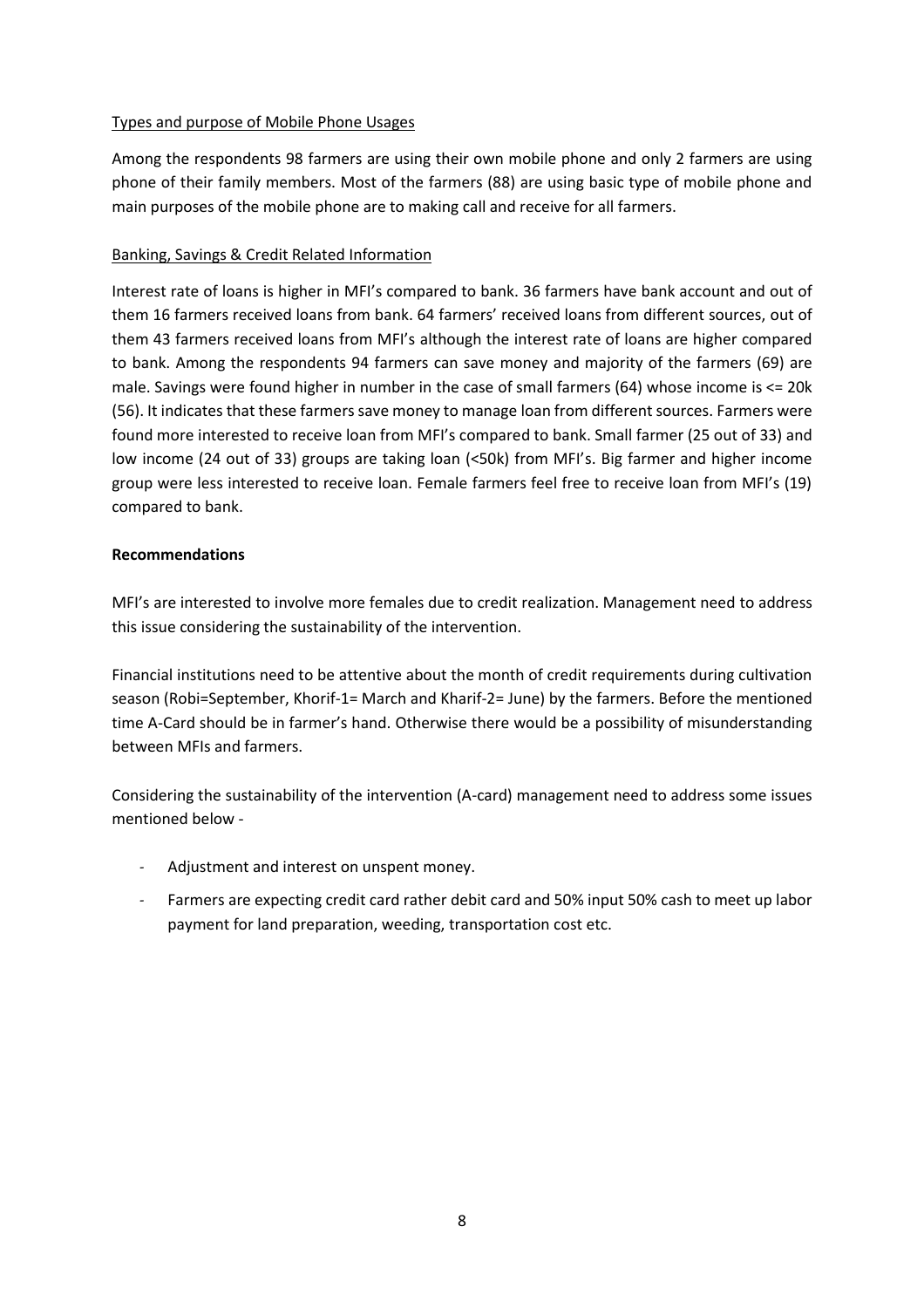<u>Types and purpose of Mobile Phone Usages</u>

Among the respondents 98 farmers are using their own mobile phone and only 2 farmers are using phone of their family members. Most of the farmers (88) are using basic type of mobile phone and main purposes of the mobile phone are to making call and receive for all farmers.

<u>Banking, Savings & Credit Related Information</u>

Interest rate of loans is higher in MFI's compared to bank. 36 farmers have bank account and out of them 16 farmers received loans from bank. 64 farmers' received loans from different sources, out of them 43 farmers received loans from MFI's although the interest rate of loans are higher compared to bank. Among the respondents 94 farmers can save money and majority of the farmers (69) are male. Savings were found higher in number in the case of small farmers (64) whose income is <= 20k (56). It indicates that these farmers save money to manage loan from different sources. Farmers were found more interested to receive loan from MFI's compared to bank. Small farmer (25 out of 33) and low income (24 out of 33) groups are taking loan (<50k) from MFI's. Big farmer and higher income group were less interested to receive loan. Female farmers feel free to receive loan from MFI's (19) compared to bank.

**Recommendations**

MFI's are interested to involve more females due to credit realization. Management need to address this issue considering the sustainability of the intervention.

Financial institutions need to be attentive about the month of credit requirements during cultivation season (Robi=September, Khorif-1= March and Kharif-2= June) by the farmers. Before the mentioned time A-Card should be in farmer's hand. Otherwise there would be a possibility of misunderstanding between MFIs and farmers.

Considering the sustainability of the intervention (A-card) management need to address some issues mentioned below -

- Adjustment and interest on unspent money.
- Farmers are expecting credit card rather debit card and 50% input 50% cash to meet up labor payment for land preparation, weeding, transportation cost etc.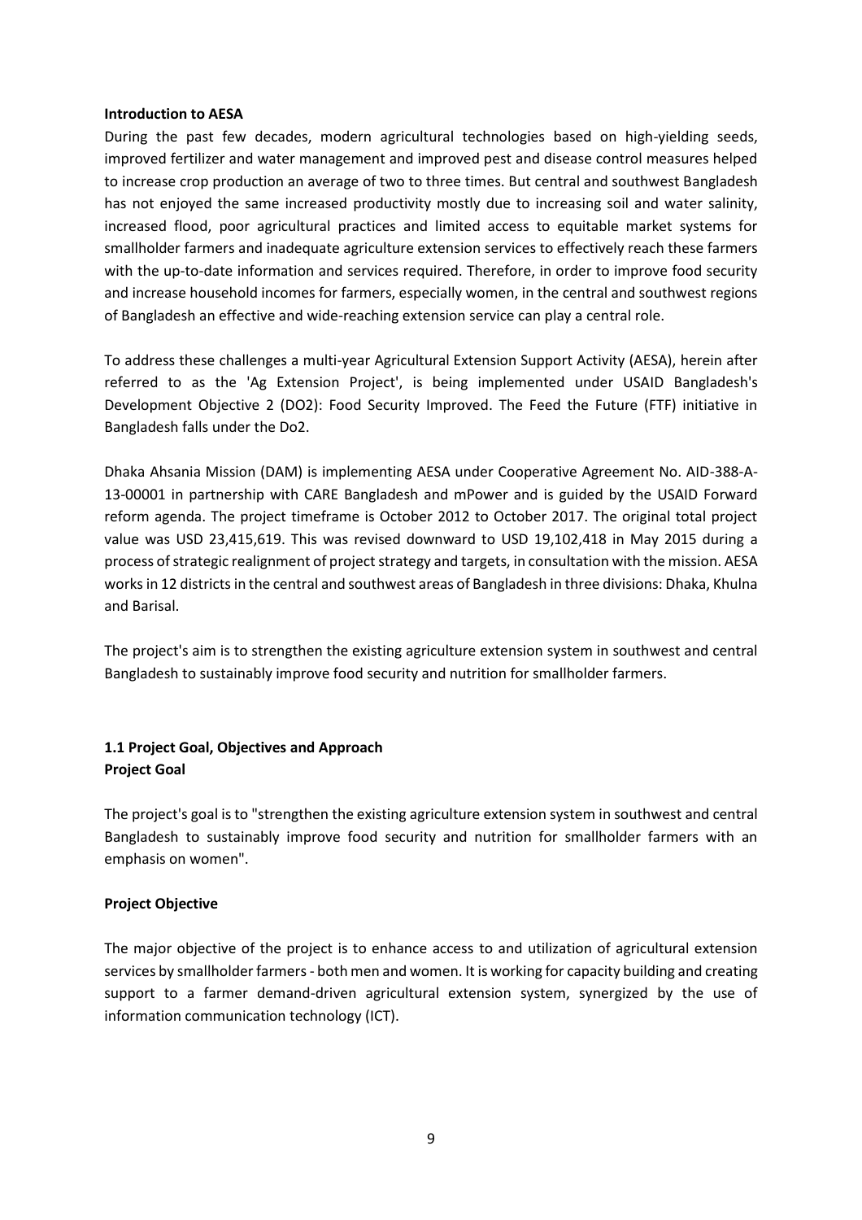**Introduction to AESA**

During the past few decades, modern agricultural technologies based on high-yielding seeds, improved fertilizer and water management and improved pest and disease control measures helped to increase crop production an average of two to three times. But central and southwest Bangladesh has not enjoyed the same increased productivity mostly due to increasing soil and water salinity, increased flood, poor agricultural practices and limited access to equitable market systems for smallholder farmers and inadequate agriculture extension services to effectively reach these farmers with the up-to-date information and services required. Therefore, in order to improve food security and increase household incomes for farmers, especially women, in the central and southwest regions of Bangladesh an effective and wide-reaching extension service can play a central role.

To address these challenges a multi-year Agricultural Extension Support Activity (AESA), herein after referred to as the 'Ag Extension Project', is being implemented under USAID Bangladesh's Development Objective 2 (DO2): Food Security Improved. The Feed the Future (FTF) initiative in Bangladesh falls under the Do2.

Dhaka Ahsania Mission (DAM) is implementing AESA under Cooperative Agreement No. AID-388-A-13-00001 in partnership with CARE Bangladesh and mPower and is guided by the USAID Forward reform agenda. The project timeframe is October 2012 to October 2017. The original total project value was USD 23,415,619. This was revised downward to USD 19,102,418 in May 2015 during a process of strategic realignment of project strategy and targets, in consultation with the mission. AESA works in 12 districts in the central and southwest areas of Bangladesh in three divisions: Dhaka, Khulna and Barisal.

The project's aim is to strengthen the existing agriculture extension system in southwest and central Bangladesh to sustainably improve food security and nutrition for smallholder farmers.

## 1.1 Project Goal, Objectives and Approach

**Project Goal**

The project's goal is to "strengthen the existing agriculture extension system in southwest and central Bangladesh to sustainably improve food security and nutrition for smallholder farmers with an emphasis on women".

**Project Objective**

The major objective of the project is to enhance access to and utilization of agricultural extension services by smallholder farmers - both men and women. It is working for capacity building and creating support to a farmer demand-driven agricultural extension system, synergized by the use of information communication technology (ICT).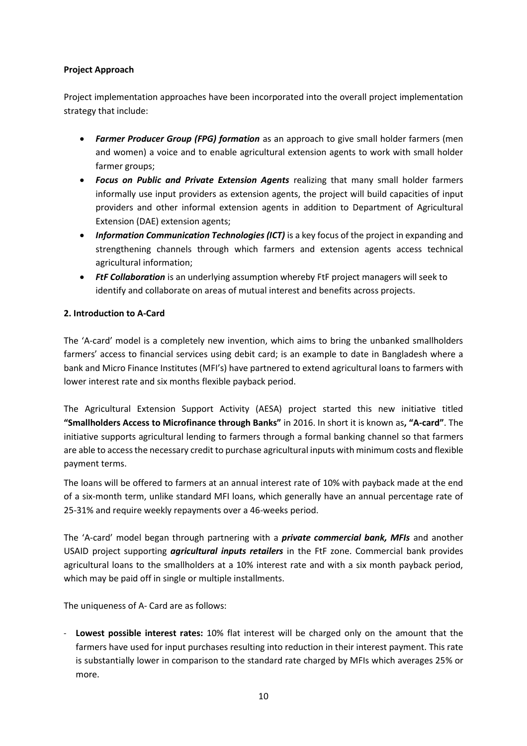**Project Approach**

Project implementation approaches have been incorporated into the overall project implementation strategy that include:

- ***Farmer Producer Group (FPG) formation*** as an approach to give small holder farmers (men and women) a voice and to enable agricultural extension agents to work with small holder farmer groups;
- ***Focus on Public and Private Extension Agents*** realizing that many small holder farmers informally use input providers as extension agents, the project will build capacities of input providers and other informal extension agents in addition to Department of Agricultural Extension (DAE) extension agents;
- ***Information Communication Technologies (ICT)*** is a key focus of the project in expanding and strengthening channels through which farmers and extension agents access technical agricultural information;
- ***FtF Collaboration*** is an underlying assumption whereby FtF project managers will seek to identify and collaborate on areas of mutual interest and benefits across projects.

**2. Introduction to A-Card**

The 'A-card' model is a completely new invention, which aims to bring the unbanked smallholders farmers' access to financial services using debit card; is an example to date in Bangladesh where a bank and Micro Finance Institutes (MFI's) have partnered to extend agricultural loans to farmers with lower interest rate and six months flexible payback period.

The Agricultural Extension Support Activity (AESA) project started this new initiative titled **"Smallholders Access to Microfinance through Banks"** in 2016. In short it is known as**, "A-card"**. The initiative supports agricultural lending to farmers through a formal banking channel so that farmers are able to access the necessary credit to purchase agricultural inputs with minimum costs and flexible payment terms.

The loans will be offered to farmers at an annual interest rate of 10% with payback made at the end of a six-month term, unlike standard MFI loans, which generally have an annual percentage rate of 25-31% and require weekly repayments over a 46-weeks period.

The 'A-card' model began through partnering with a ***private commercial bank, MFIs*** and another USAID project supporting ***agricultural inputs retailers*** in the FtF zone. Commercial bank provides agricultural loans to the smallholders at a 10% interest rate and with a six month payback period, which may be paid off in single or multiple installments.

The uniqueness of A- Card are as follows:

- **Lowest possible interest rates:** 10% flat interest will be charged only on the amount that the farmers have used for input purchases resulting into reduction in their interest payment. This rate is substantially lower in comparison to the standard rate charged by MFIs which averages 25% or more.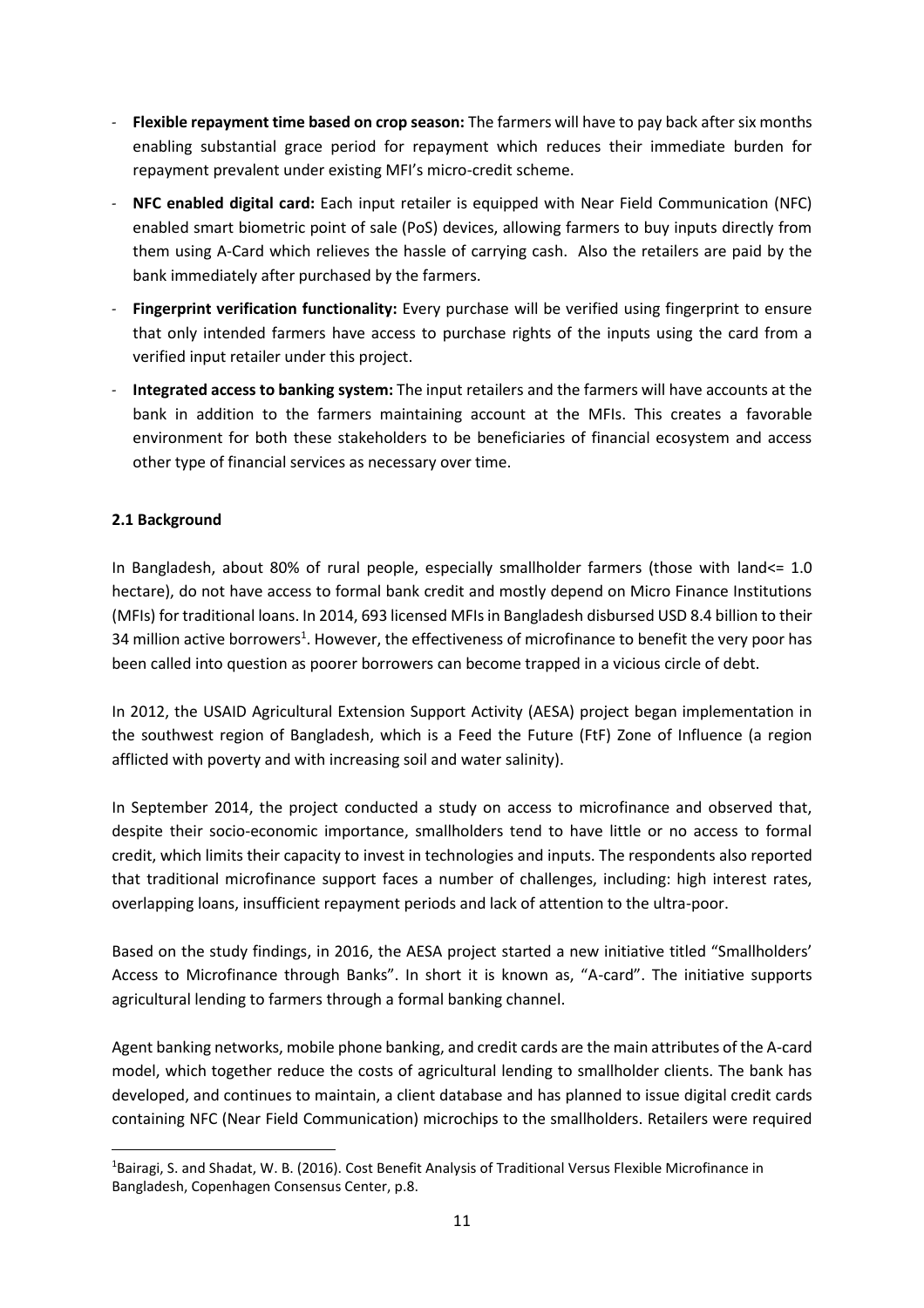- **Flexible repayment time based on crop season:** The farmers will have to pay back after six months enabling substantial grace period for repayment which reduces their immediate burden for repayment prevalent under existing MFI's micro-credit scheme.
- **NFC enabled digital card:** Each input retailer is equipped with Near Field Communication (NFC) enabled smart biometric point of sale (PoS) devices, allowing farmers to buy inputs directly from them using A-Card which relieves the hassle of carrying cash. Also the retailers are paid by the bank immediately after purchased by the farmers.
- **Fingerprint verification functionality:** Every purchase will be verified using fingerprint to ensure that only intended farmers have access to purchase rights of the inputs using the card from a verified input retailer under this project.
- **Integrated access to banking system:** The input retailers and the farmers will have accounts at the bank in addition to the farmers maintaining account at the MFIs. This creates a favorable environment for both these stakeholders to be beneficiaries of financial ecosystem and access other type of financial services as necessary over time.

### 2.1 Background

In Bangladesh, about 80% of rural people, especially smallholder farmers (those with land<= 1.0 hectare), do not have access to formal bank credit and mostly depend on Micro Finance Institutions (MFIs) for traditional loans. In 2014, 693 licensed MFIs in Bangladesh disbursed USD 8.4 billion to their 34 million active borrowers[1]. However, the effectiveness of microfinance to benefit the very poor has been called into question as poorer borrowers can become trapped in a vicious circle of debt.

In 2012, the USAID Agricultural Extension Support Activity (AESA) project began implementation in the southwest region of Bangladesh, which is a Feed the Future (FtF) Zone of Influence (a region afflicted with poverty and with increasing soil and water salinity).

In September 2014, the project conducted a study on access to microfinance and observed that, despite their socio-economic importance, smallholders tend to have little or no access to formal credit, which limits their capacity to invest in technologies and inputs. The respondents also reported that traditional microfinance support faces a number of challenges, including: high interest rates, overlapping loans, insufficient repayment periods and lack of attention to the ultra-poor.

Based on the study findings, in 2016, the AESA project started a new initiative titled "Smallholders' Access to Microfinance through Banks". In short it is known as, "A-card". The initiative supports agricultural lending to farmers through a formal banking channel.

Agent banking networks, mobile phone banking, and credit cards are the main attributes of the A-card model, which together reduce the costs of agricultural lending to smallholder clients. The bank has developed, and continues to maintain, a client database and has planned to issue digital credit cards containing NFC (Near Field Communication) microchips to the smallholders. Retailers were required

---

[1] Bairagi, S. and Shadat, W. B. (2016). Cost Benefit Analysis of Traditional Versus Flexible Microfinance in Bangladesh, Copenhagen Consensus Center, p.8.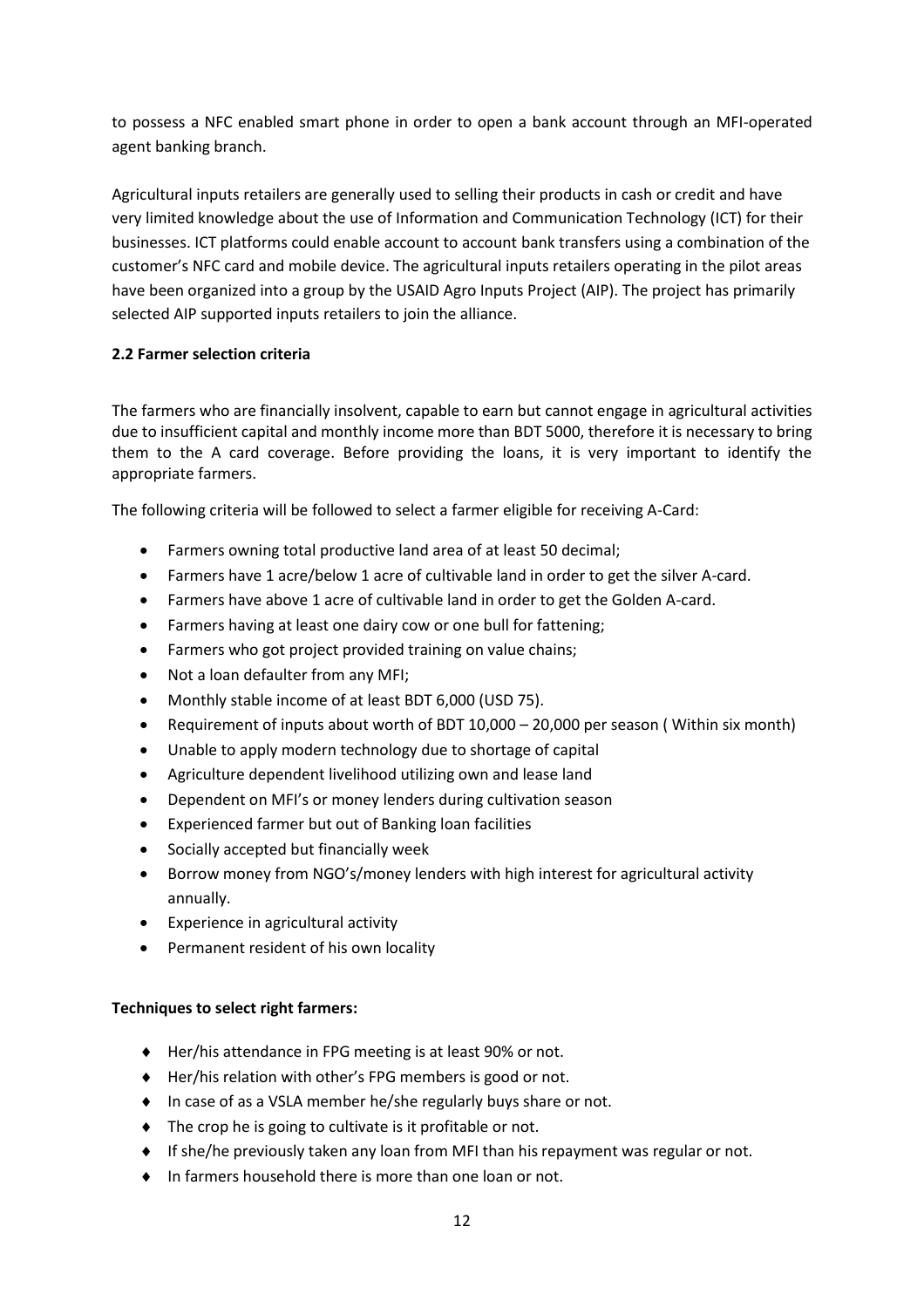to possess a NFC enabled smart phone in order to open a bank account through an MFI-operated agent banking branch.

Agricultural inputs retailers are generally used to selling their products in cash or credit and have very limited knowledge about the use of Information and Communication Technology (ICT) for their businesses. ICT platforms could enable account to account bank transfers using a combination of the customer's NFC card and mobile device. The agricultural inputs retailers operating in the pilot areas have been organized into a group by the USAID Agro Inputs Project (AIP). The project has primarily selected AIP supported inputs retailers to join the alliance.

### 2.2 Farmer selection criteria

The farmers who are financially insolvent, capable to earn but cannot engage in agricultural activities due to insufficient capital and monthly income more than BDT 5000, therefore it is necessary to bring them to the A card coverage. Before providing the loans, it is very important to identify the appropriate farmers.

The following criteria will be followed to select a farmer eligible for receiving A-Card:

- Farmers owning total productive land area of at least 50 decimal;
- Farmers have 1 acre/below 1 acre of cultivable land in order to get the silver A-card.
- Farmers have above 1 acre of cultivable land in order to get the Golden A-card.
- Farmers having at least one dairy cow or one bull for fattening;
- Farmers who got project provided training on value chains;
- Not a loan defaulter from any MFI;
- Monthly stable income of at least BDT 6,000 (USD 75).
- Requirement of inputs about worth of BDT 10,000 – 20,000 per season ( Within six month)
- Unable to apply modern technology due to shortage of capital
- Agriculture dependent livelihood utilizing own and lease land
- Dependent on MFI's or money lenders during cultivation season
- Experienced farmer but out of Banking loan facilities
- Socially accepted but financially week
- Borrow money from NGO's/money lenders with high interest for agricultural activity annually.
- Experience in agricultural activity
- Permanent resident of his own locality

**Techniques to select right farmers:**

- Her/his attendance in FPG meeting is at least 90% or not.
- Her/his relation with other's FPG members is good or not.
- In case of as a VSLA member he/she regularly buys share or not.
- The crop he is going to cultivate is it profitable or not.
- If she/he previously taken any loan from MFI than his repayment was regular or not.
- In farmers household there is more than one loan or not.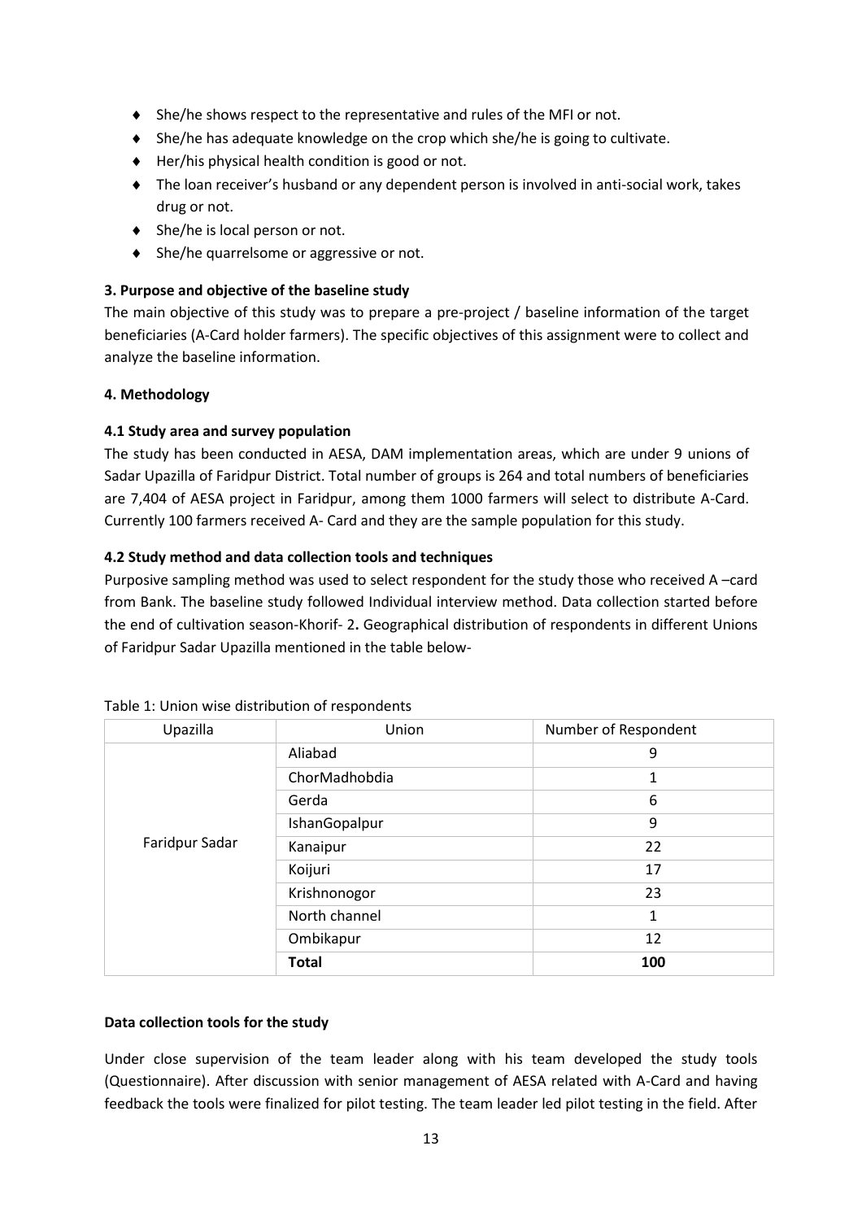- She/he shows respect to the representative and rules of the MFI or not.
- She/he has adequate knowledge on the crop which she/he is going to cultivate.
- Her/his physical health condition is good or not.
- The loan receiver's husband or any dependent person is involved in anti-social work, takes drug or not.
- She/he is local person or not.
- She/he quarrelsome or aggressive or not.

**3. Purpose and objective of the baseline study**

The main objective of this study was to prepare a pre-project / baseline information of the target beneficiaries (A-Card holder farmers). The specific objectives of this assignment were to collect and analyze the baseline information.

**4. Methodology**

**4.1 Study area and survey population**

The study has been conducted in AESA, DAM implementation areas, which are under 9 unions of Sadar Upazilla of Faridpur District. Total number of groups is 264 and total numbers of beneficiaries are 7,404 of AESA project in Faridpur, among them 1000 farmers will select to distribute A-Card. Currently 100 farmers received A- Card and they are the sample population for this study.

**4.2 Study method and data collection tools and techniques**

Purposive sampling method was used to select respondent for the study those who received A –card from Bank. The baseline study followed Individual interview method. Data collection started before the end of cultivation season-Khorif- 2**.** Geographical distribution of respondents in different Unions of Faridpur Sadar Upazilla mentioned in the table below-

Table 1: Union wise distribution of respondents

| Upazilla | Union | Number of Respondent |
|---|---|---|
| Faridpur Sadar | Aliabad | 9 |
| | ChorMadhobdia | 1 |
| | Gerda | 6 |
| | IshanGopalpur | 9 |
| | Kanaipur | 22 |
| | Koijuri | 17 |
| | Krishnonogor | 23 |
| | North channel | 1 |
| | Ombikapur | 12 |
| | **Total** | **100** |

**Data collection tools for the study**

Under close supervision of the team leader along with his team developed the study tools (Questionnaire). After discussion with senior management of AESA related with A-Card and having feedback the tools were finalized for pilot testing. The team leader led pilot testing in the field. After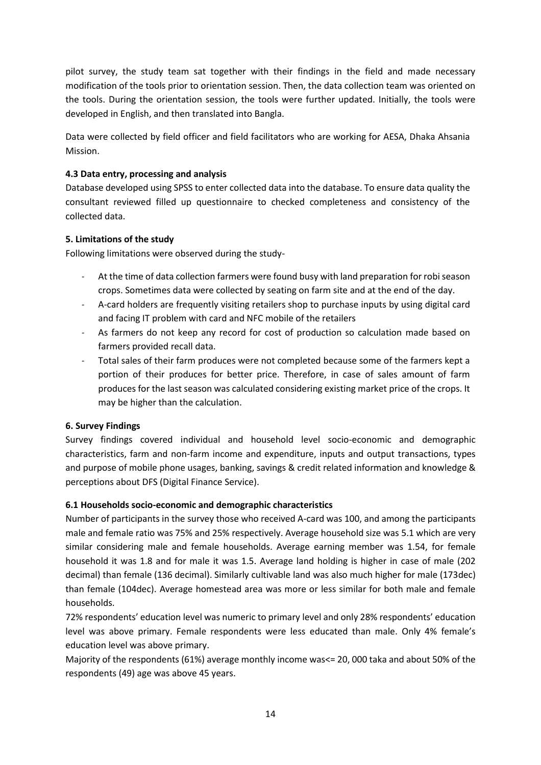pilot survey, the study team sat together with their findings in the field and made necessary modification of the tools prior to orientation session. Then, the data collection team was oriented on the tools. During the orientation session, the tools were further updated. Initially, the tools were developed in English, and then translated into Bangla.

Data were collected by field officer and field facilitators who are working for AESA, Dhaka Ahsania Mission.

### 4.3 Data entry, processing and analysis

Database developed using SPSS to enter collected data into the database. To ensure data quality the consultant reviewed filled up questionnaire to checked completeness and consistency of the collected data.

## 5. Limitations of the study

Following limitations were observed during the study-

- At the time of data collection farmers were found busy with land preparation for robi season crops. Sometimes data were collected by seating on farm site and at the end of the day.
- A-card holders are frequently visiting retailers shop to purchase inputs by using digital card and facing IT problem with card and NFC mobile of the retailers
- As farmers do not keep any record for cost of production so calculation made based on farmers provided recall data.
- Total sales of their farm produces were not completed because some of the farmers kept a portion of their produces for better price. Therefore, in case of sales amount of farm produces for the last season was calculated considering existing market price of the crops. It may be higher than the calculation.

## 6. Survey Findings

Survey findings covered individual and household level socio-economic and demographic characteristics, farm and non-farm income and expenditure, inputs and output transactions, types and purpose of mobile phone usages, banking, savings & credit related information and knowledge & perceptions about DFS (Digital Finance Service).

### 6.1 Households socio-economic and demographic characteristics

Number of participants in the survey those who received A-card was 100, and among the participants male and female ratio was 75% and 25% respectively. Average household size was 5.1 which are very similar considering male and female households. Average earning member was 1.54, for female household it was 1.8 and for male it was 1.5. Average land holding is higher in case of male (202 decimal) than female (136 decimal). Similarly cultivable land was also much higher for male (173dec) than female (104dec). Average homestead area was more or less similar for both male and female households.

72% respondents' education level was numeric to primary level and only 28% respondents' education level was above primary. Female respondents were less educated than male. Only 4% female's education level was above primary.

Majority of the respondents (61%) average monthly income was<= 20, 000 taka and about 50% of the respondents (49) age was above 45 years.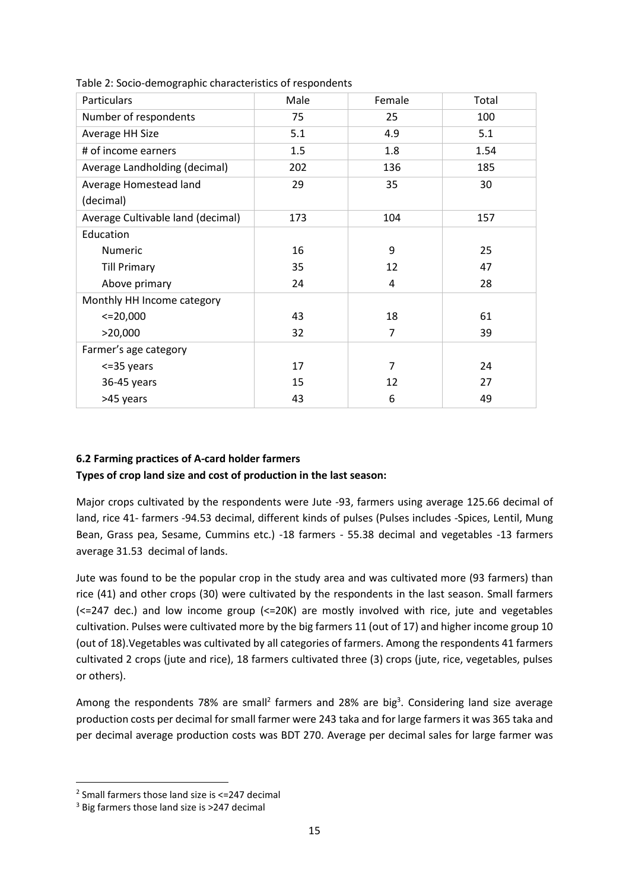Table 2: Socio-demographic characteristics of respondents

| Particulars | Male | Female | Total |
|---|---|---|---|
| Number of respondents | 75 | 25 | 100 |
| Average HH Size | 5.1 | 4.9 | 5.1 |
| # of income earners | 1.5 | 1.8 | 1.54 |
| Average Landholding (decimal) | 202 | 136 | 185 |
| Average Homestead land (decimal) | 29 | 35 | 30 |
| Average Cultivable land (decimal) | 173 | 104 | 157 |
| Education | | | |
| Numeric | 16 | 9 | 25 |
| Till Primary | 35 | 12 | 47 |
| Above primary | 24 | 4 | 28 |
| Monthly HH Income category | | | |
| <=20,000 | 43 | 18 | 61 |
| >20,000 | 32 | 7 | 39 |
| Farmer's age category | | | |
| <=35 years | 17 | 7 | 24 |
| 36-45 years | 15 | 12 | 27 |
| >45 years | 43 | 6 | 49 |

### 6.2 Farming practices of A-card holder farmers

**Types of crop land size and cost of production in the last season:**

Major crops cultivated by the respondents were Jute -93, farmers using average 125.66 decimal of land, rice 41- farmers -94.53 decimal, different kinds of pulses (Pulses includes -Spices, Lentil, Mung Bean, Grass pea, Sesame, Cummins etc.) -18 farmers - 55.38 decimal and vegetables -13 farmers average 31.53 decimal of lands.

Jute was found to be the popular crop in the study area and was cultivated more (93 farmers) than rice (41) and other crops (30) were cultivated by the respondents in the last season. Small farmers (<=247 dec.) and low income group (<=20K) are mostly involved with rice, jute and vegetables cultivation. Pulses were cultivated more by the big farmers 11 (out of 17) and higher income group 10 (out of 18).Vegetables was cultivated by all categories of farmers. Among the respondents 41 farmers cultivated 2 crops (jute and rice), 18 farmers cultivated three (3) crops (jute, rice, vegetables, pulses or others).

Among the respondents 78% are small[2] farmers and 28% are big[3]. Considering land size average production costs per decimal for small farmer were 243 taka and for large farmers it was 365 taka and per decimal average production costs was BDT 270. Average per decimal sales for large farmer was

[2] Small farmers those land size is <=247 decimal

[3] Big farmers those land size is >247 decimal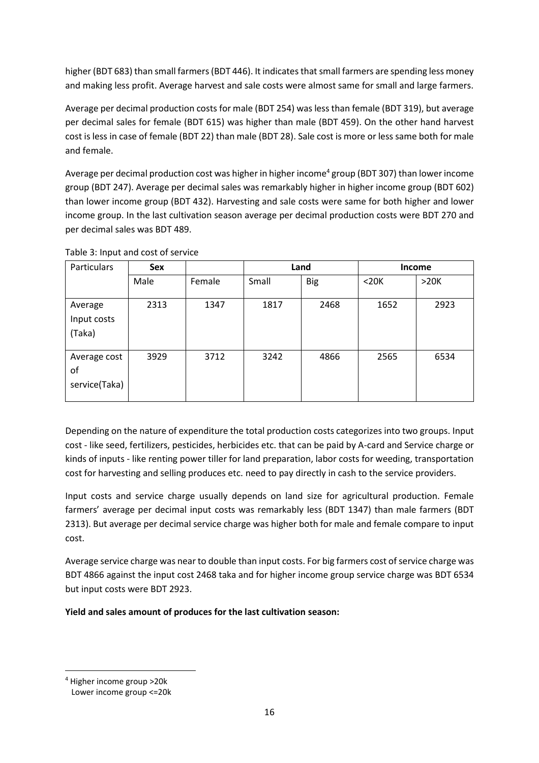higher (BDT 683) than small farmers (BDT 446). It indicates that small farmers are spending less money and making less profit. Average harvest and sale costs were almost same for small and large farmers.

Average per decimal production costs for male (BDT 254) was less than female (BDT 319), but average per decimal sales for female (BDT 615) was higher than male (BDT 459). On the other hand harvest cost is less in case of female (BDT 22) than male (BDT 28). Sale cost is more or less same both for male and female.

Average per decimal production cost was higher in higher income[4] group (BDT 307) than lower income group (BDT 247). Average per decimal sales was remarkably higher in higher income group (BDT 602) than lower income group (BDT 432). Harvesting and sale costs were same for both higher and lower income group. In the last cultivation season average per decimal production costs were BDT 270 and per decimal sales was BDT 489.

Table 3: Input and cost of service

| Particulars | **Sex** | | **Land** | | **Income** | |
|---|---|---|---|---|---|---|
| | Male | Female | Small | Big | <20K | >20K |
| Average Input costs (Taka) | 2313 | 1347 | 1817 | 2468 | 1652 | 2923 |
| Average cost of service(Taka) | 3929 | 3712 | 3242 | 4866 | 2565 | 6534 |

Depending on the nature of expenditure the total production costs categorizes into two groups. Input cost - like seed, fertilizers, pesticides, herbicides etc. that can be paid by A-card and Service charge or kinds of inputs - like renting power tiller for land preparation, labor costs for weeding, transportation cost for harvesting and selling produces etc. need to pay directly in cash to the service providers.

Input costs and service charge usually depends on land size for agricultural production. Female farmers' average per decimal input costs was remarkably less (BDT 1347) than male farmers (BDT 2313). But average per decimal service charge was higher both for male and female compare to input cost.

Average service charge was near to double than input costs. For big farmers cost of service charge was BDT 4866 against the input cost 2468 taka and for higher income group service charge was BDT 6534 but input costs were BDT 2923.

**Yield and sales amount of produces for the last cultivation season:**

[4] Higher income group >20k
Lower income group <=20k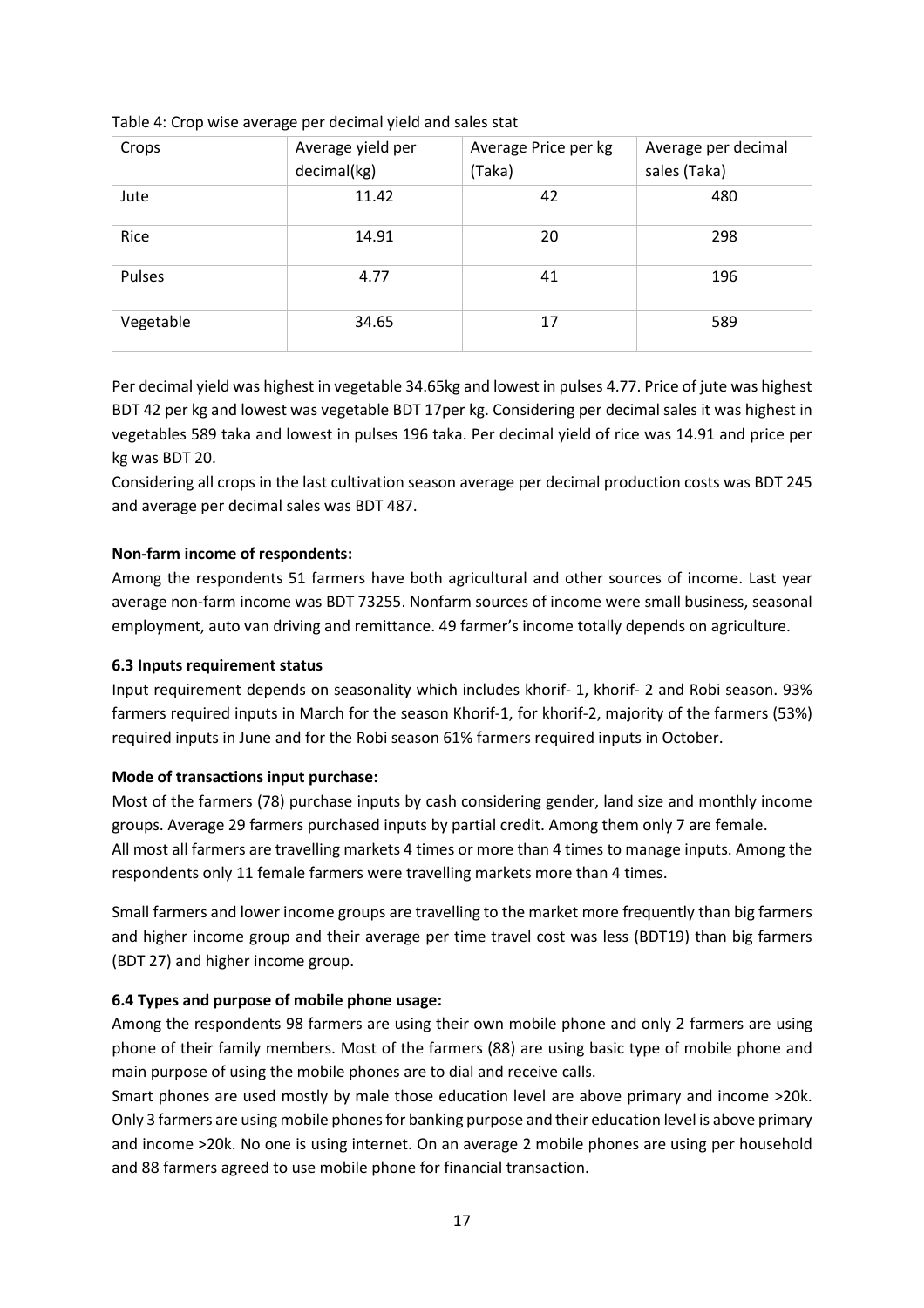Table 4: Crop wise average per decimal yield and sales stat

| Crops | Average yield per decimal(kg) | Average Price per kg (Taka) | Average per decimal sales (Taka) |
|---|---|---|---|
| Jute | 11.42 | 42 | 480 |
| Rice | 14.91 | 20 | 298 |
| Pulses | 4.77 | 41 | 196 |
| Vegetable | 34.65 | 17 | 589 |

Per decimal yield was highest in vegetable 34.65kg and lowest in pulses 4.77. Price of jute was highest BDT 42 per kg and lowest was vegetable BDT 17per kg. Considering per decimal sales it was highest in vegetables 589 taka and lowest in pulses 196 taka. Per decimal yield of rice was 14.91 and price per kg was BDT 20.

Considering all crops in the last cultivation season average per decimal production costs was BDT 245 and average per decimal sales was BDT 487.

**Non-farm income of respondents:**

Among the respondents 51 farmers have both agricultural and other sources of income. Last year average non-farm income was BDT 73255. Nonfarm sources of income were small business, seasonal employment, auto van driving and remittance. 49 farmer's income totally depends on agriculture.

### 6.3 Inputs requirement status

Input requirement depends on seasonality which includes khorif- 1, khorif- 2 and Robi season. 93% farmers required inputs in March for the season Khorif-1, for khorif-2, majority of the farmers (53%) required inputs in June and for the Robi season 61% farmers required inputs in October.

**Mode of transactions input purchase:**

Most of the farmers (78) purchase inputs by cash considering gender, land size and monthly income groups. Average 29 farmers purchased inputs by partial credit. Among them only 7 are female.

All most all farmers are travelling markets 4 times or more than 4 times to manage inputs. Among the respondents only 11 female farmers were travelling markets more than 4 times.

Small farmers and lower income groups are travelling to the market more frequently than big farmers and higher income group and their average per time travel cost was less (BDT19) than big farmers (BDT 27) and higher income group.

### 6.4 Types and purpose of mobile phone usage:

Among the respondents 98 farmers are using their own mobile phone and only 2 farmers are using phone of their family members. Most of the farmers (88) are using basic type of mobile phone and main purpose of using the mobile phones are to dial and receive calls.

Smart phones are used mostly by male those education level are above primary and income >20k. Only 3 farmers are using mobile phones for banking purpose and their education level is above primary and income >20k. No one is using internet. On an average 2 mobile phones are using per household and 88 farmers agreed to use mobile phone for financial transaction.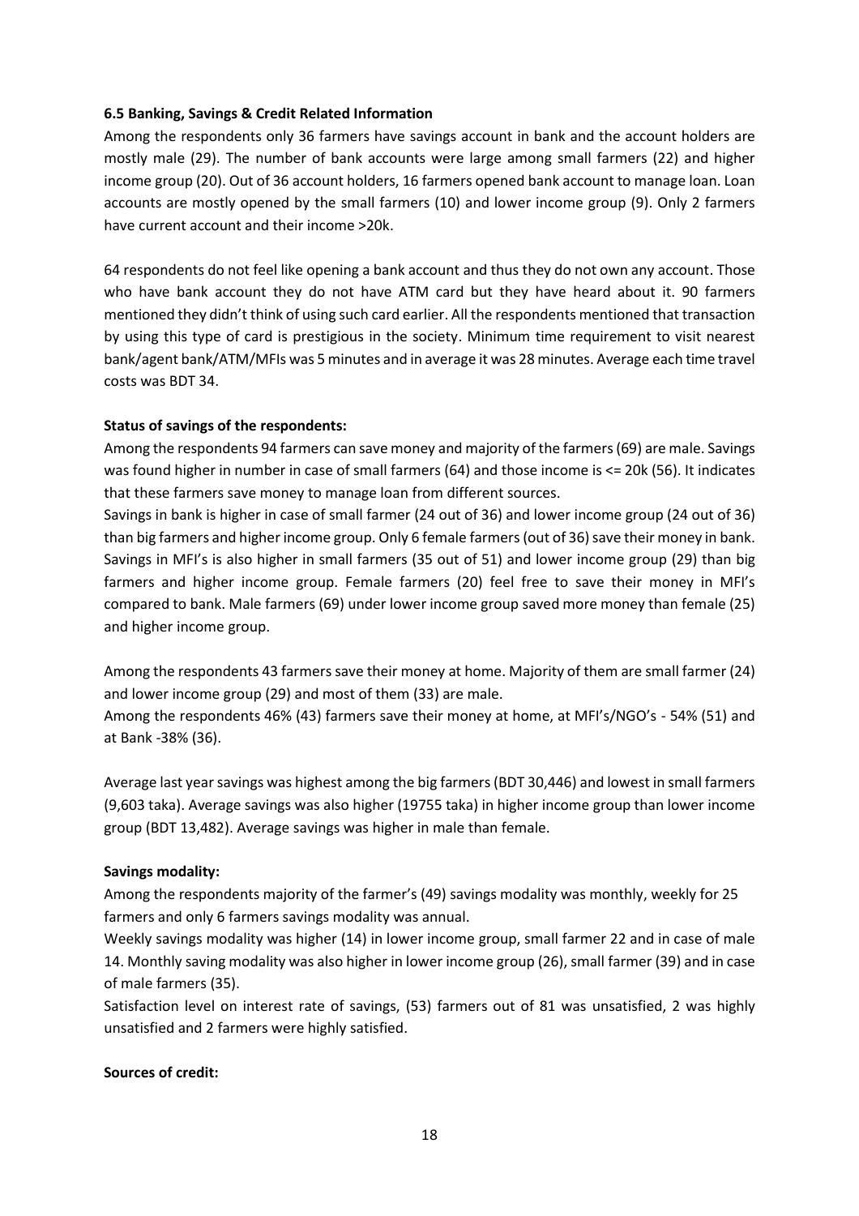### 6.5 Banking, Savings & Credit Related Information

Among the respondents only 36 farmers have savings account in bank and the account holders are mostly male (29). The number of bank accounts were large among small farmers (22) and higher income group (20). Out of 36 account holders, 16 farmers opened bank account to manage loan. Loan accounts are mostly opened by the small farmers (10) and lower income group (9). Only 2 farmers have current account and their income >20k.

64 respondents do not feel like opening a bank account and thus they do not own any account. Those who have bank account they do not have ATM card but they have heard about it. 90 farmers mentioned they didn't think of using such card earlier. All the respondents mentioned that transaction by using this type of card is prestigious in the society. Minimum time requirement to visit nearest bank/agent bank/ATM/MFIs was 5 minutes and in average it was 28 minutes. Average each time travel costs was BDT 34.

**Status of savings of the respondents:**

Among the respondents 94 farmers can save money and majority of the farmers (69) are male. Savings was found higher in number in case of small farmers (64) and those income is <= 20k (56). It indicates that these farmers save money to manage loan from different sources.

Savings in bank is higher in case of small farmer (24 out of 36) and lower income group (24 out of 36) than big farmers and higher income group. Only 6 female farmers (out of 36) save their money in bank. Savings in MFI's is also higher in small farmers (35 out of 51) and lower income group (29) than big farmers and higher income group. Female farmers (20) feel free to save their money in MFI's compared to bank. Male farmers (69) under lower income group saved more money than female (25) and higher income group.

Among the respondents 43 farmers save their money at home. Majority of them are small farmer (24) and lower income group (29) and most of them (33) are male.

Among the respondents 46% (43) farmers save their money at home, at MFI's/NGO's - 54% (51) and at Bank -38% (36).

Average last year savings was highest among the big farmers (BDT 30,446) and lowest in small farmers (9,603 taka). Average savings was also higher (19755 taka) in higher income group than lower income group (BDT 13,482). Average savings was higher in male than female.

**Savings modality:**

Among the respondents majority of the farmer's (49) savings modality was monthly, weekly for 25 farmers and only 6 farmers savings modality was annual.

Weekly savings modality was higher (14) in lower income group, small farmer 22 and in case of male 14. Monthly saving modality was also higher in lower income group (26), small farmer (39) and in case of male farmers (35).

Satisfaction level on interest rate of savings, (53) farmers out of 81 was unsatisfied, 2 was highly unsatisfied and 2 farmers were highly satisfied.

**Sources of credit:**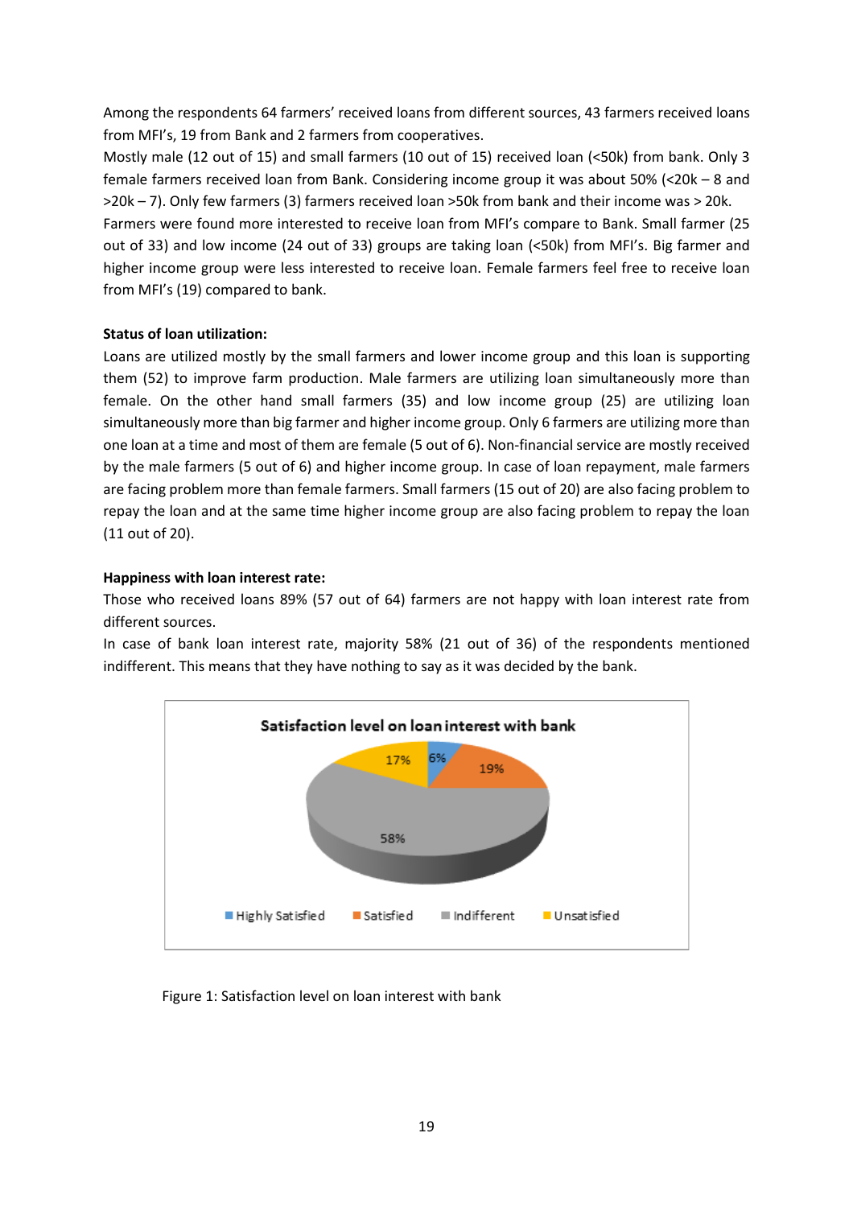Among the respondents 64 farmers' received loans from different sources, 43 farmers received loans from MFI's, 19 from Bank and 2 farmers from cooperatives.

Mostly male (12 out of 15) and small farmers (10 out of 15) received loan (<50k) from bank. Only 3 female farmers received loan from Bank. Considering income group it was about 50% (<20k – 8 and >20k – 7). Only few farmers (3) farmers received loan >50k from bank and their income was > 20k.

Farmers were found more interested to receive loan from MFI's compare to Bank. Small farmer (25 out of 33) and low income (24 out of 33) groups are taking loan (<50k) from MFI's. Big farmer and higher income group were less interested to receive loan. Female farmers feel free to receive loan from MFI's (19) compared to bank.

**Status of loan utilization:**

Loans are utilized mostly by the small farmers and lower income group and this loan is supporting them (52) to improve farm production. Male farmers are utilizing loan simultaneously more than female. On the other hand small farmers (35) and low income group (25) are utilizing loan simultaneously more than big farmer and higher income group. Only 6 farmers are utilizing more than one loan at a time and most of them are female (5 out of 6). Non-financial service are mostly received by the male farmers (5 out of 6) and higher income group. In case of loan repayment, male farmers are facing problem more than female farmers. Small farmers (15 out of 20) are also facing problem to repay the loan and at the same time higher income group are also facing problem to repay the loan (11 out of 20).

**Happiness with loan interest rate:**

Those who received loans 89% (57 out of 64) farmers are not happy with loan interest rate from different sources.

In case of bank loan interest rate, majority 58% (21 out of 36) of the respondents mentioned indifferent. This means that they have nothing to say as it was decided by the bank.

Satisfaction level on loan interest with bank

| Category | Percentage |
|---|---|
| Highly Satisfied | 6% |
| Satisfied | 19% |
| Indifferent | 58% |
| Unsatisfied | 17% |

Figure 1: Satisfaction level on loan interest with bank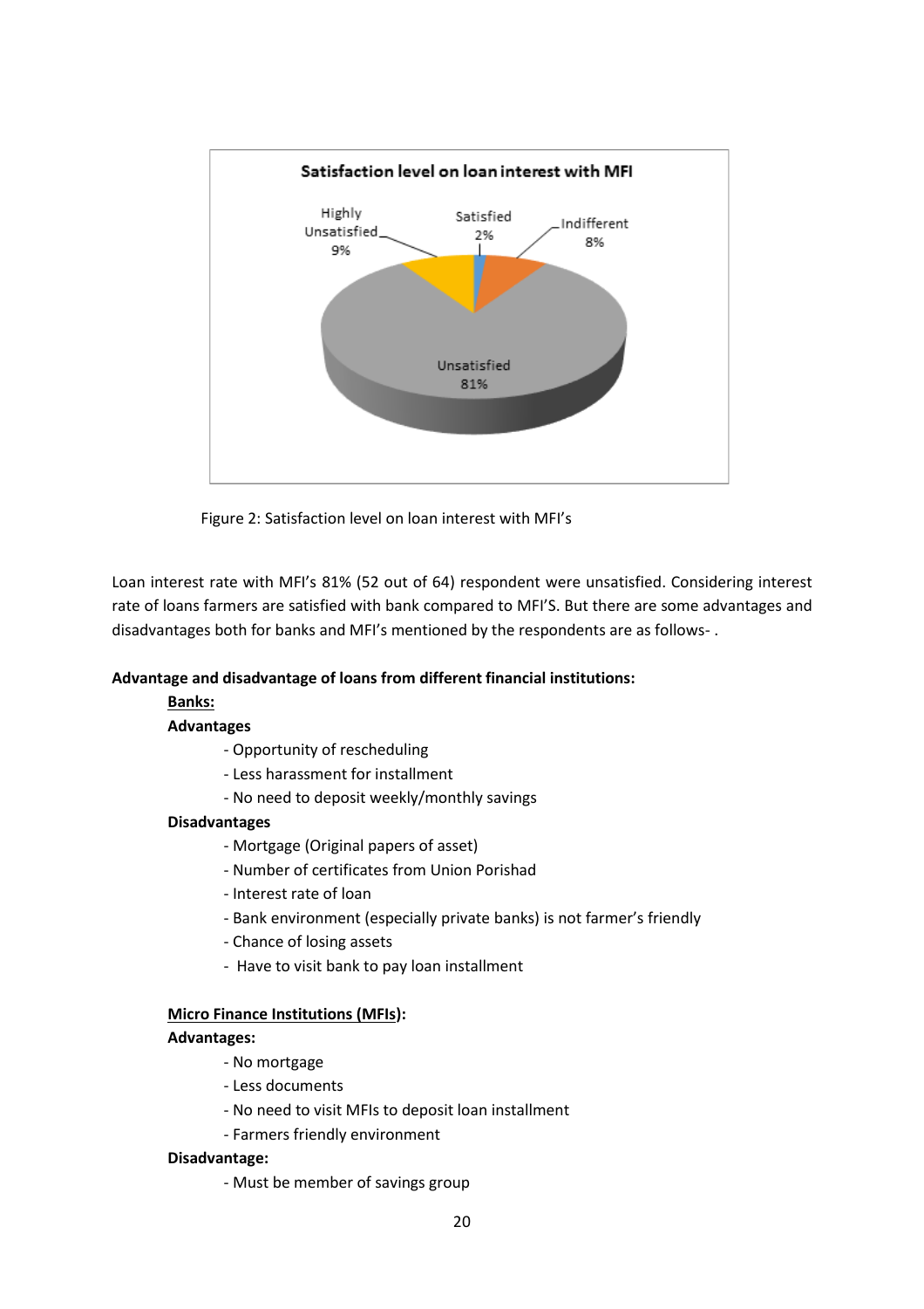Figure 2: Satisfaction level on loan interest with MFI's

Loan interest rate with MFI's 81% (52 out of 64) respondent were unsatisfied. Considering interest rate of loans farmers are satisfied with bank compared to MFI'S. But there are some advantages and disadvantages both for banks and MFI's mentioned by the respondents are as follows- .

**Advantage and disadvantage of loans from different financial institutions:**

**Banks:**

**Advantages**

- Opportunity of rescheduling
- Less harassment for installment
- No need to deposit weekly/monthly savings

**Disadvantages**

- Mortgage (Original papers of asset)
- Number of certificates from Union Porishad
- Interest rate of loan
- Bank environment (especially private banks) is not farmer's friendly
- Chance of losing assets
- Have to visit bank to pay loan installment

**Micro Finance Institutions (MFIs):**

**Advantages:**

- No mortgage
- Less documents
- No need to visit MFIs to deposit loan installment
- Farmers friendly environment

**Disadvantage:**

- Must be member of savings group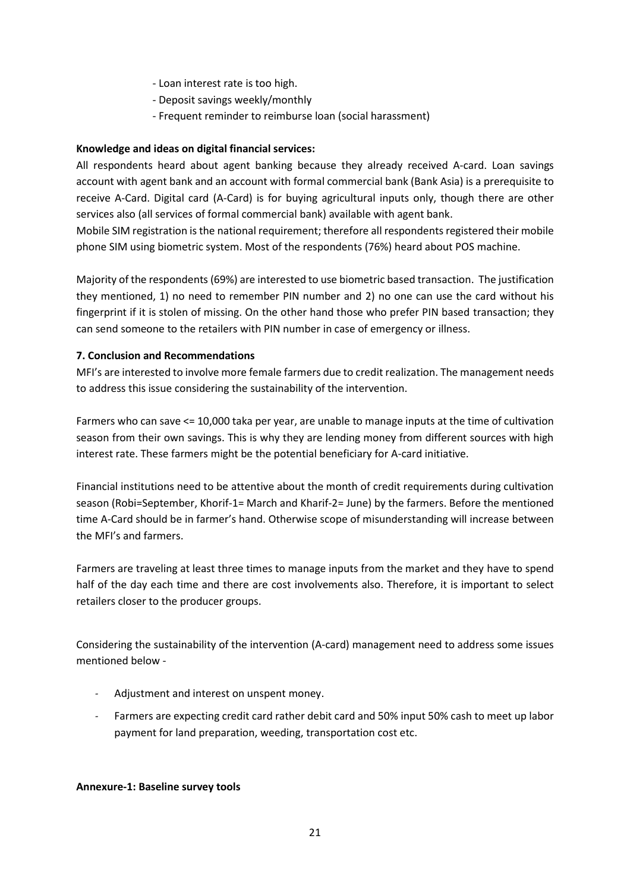- Loan interest rate is too high.
- Deposit savings weekly/monthly
- Frequent reminder to reimburse loan (social harassment)

**Knowledge and ideas on digital financial services:**

All respondents heard about agent banking because they already received A-card. Loan savings account with agent bank and an account with formal commercial bank (Bank Asia) is a prerequisite to receive A-Card. Digital card (A-Card) is for buying agricultural inputs only, though there are other services also (all services of formal commercial bank) available with agent bank.

Mobile SIM registration is the national requirement; therefore all respondents registered their mobile phone SIM using biometric system. Most of the respondents (76%) heard about POS machine.

Majority of the respondents (69%) are interested to use biometric based transaction. The justification they mentioned, 1) no need to remember PIN number and 2) no one can use the card without his fingerprint if it is stolen of missing. On the other hand those who prefer PIN based transaction; they can send someone to the retailers with PIN number in case of emergency or illness.

## 7. Conclusion and Recommendations

MFI's are interested to involve more female farmers due to credit realization. The management needs to address this issue considering the sustainability of the intervention.

Farmers who can save <= 10,000 taka per year, are unable to manage inputs at the time of cultivation season from their own savings. This is why they are lending money from different sources with high interest rate. These farmers might be the potential beneficiary for A-card initiative.

Financial institutions need to be attentive about the month of credit requirements during cultivation season (Robi=September, Khorif-1= March and Kharif-2= June) by the farmers. Before the mentioned time A-Card should be in farmer's hand. Otherwise scope of misunderstanding will increase between the MFI's and farmers.

Farmers are traveling at least three times to manage inputs from the market and they have to spend half of the day each time and there are cost involvements also. Therefore, it is important to select retailers closer to the producer groups.

Considering the sustainability of the intervention (A-card) management need to address some issues mentioned below -

- Adjustment and interest on unspent money.
- Farmers are expecting credit card rather debit card and 50% input 50% cash to meet up labor payment for land preparation, weeding, transportation cost etc.

**Annexure-1: Baseline survey tools**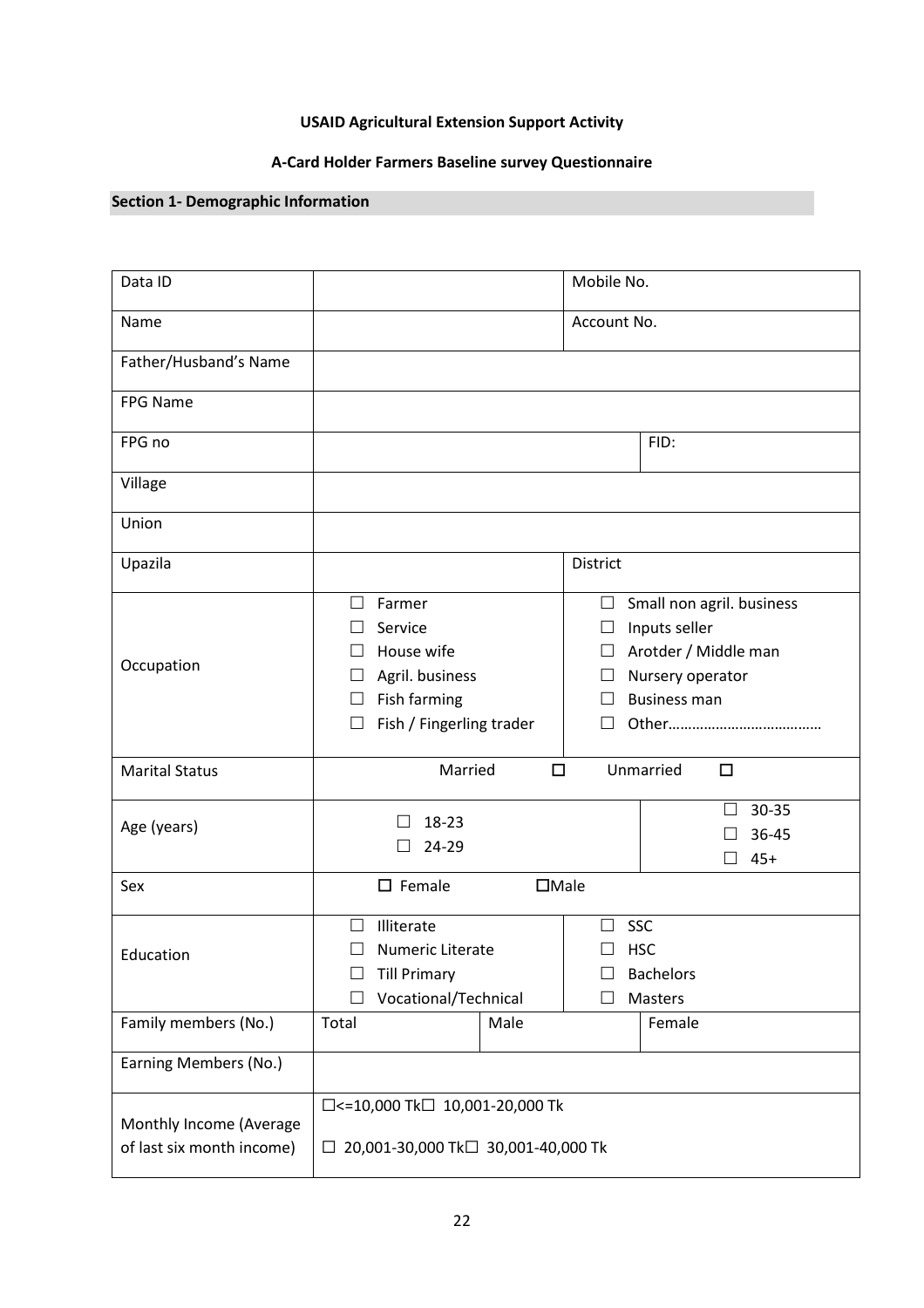**USAID Agricultural Extension Support Activity**

**A-Card Holder Farmers Baseline survey Questionnaire**

## Section 1- Demographic Information

| Data ID | | Mobile No. | |
|---|---|---|---|
| Name | | Account No. | |
| Father/Husband's Name | | | |
| FPG Name | | | |
| FPG no | | FID: | |
| Village | | | |
| Union | | | |
| Upazila | | District | |
| Occupation | ☐ Farmer<br>☐ Service<br>☐ House wife<br>☐ Agril. business<br>☐ Fish farming<br>☐ Fish / Fingerling trader | ☐ Small non agril. business<br>☐ Inputs seller<br>☐ Arotder / Middle man<br>☐ Nursery operator<br>☐ Business man<br>☐ Other.................................... | |
| Marital Status | Married ☐ | Unmarried ☐ | |
| Age (years) | ☐ 18-23<br>☐ 24-29 | | ☐ 30-35<br>☐ 36-45<br>☐ 45+ |
| Sex | ☐ Female | ☐Male | |
| Education | ☐ Illiterate<br>☐ Numeric Literate<br>☐ Till Primary<br>☐ Vocational/Technical | ☐ SSC<br>☐ HSC<br>☐ Bachelors<br>☐ Masters | |
| Family members (No.) | Total | Male | Female |
| Earning Members (No.) | | | |
| Monthly Income (Average of last six month income) | ☐<=10,000 Tk☐ 10,001-20,000 Tk<br>☐ 20,001-30,000 Tk☐ 30,001-40,000 Tk | | |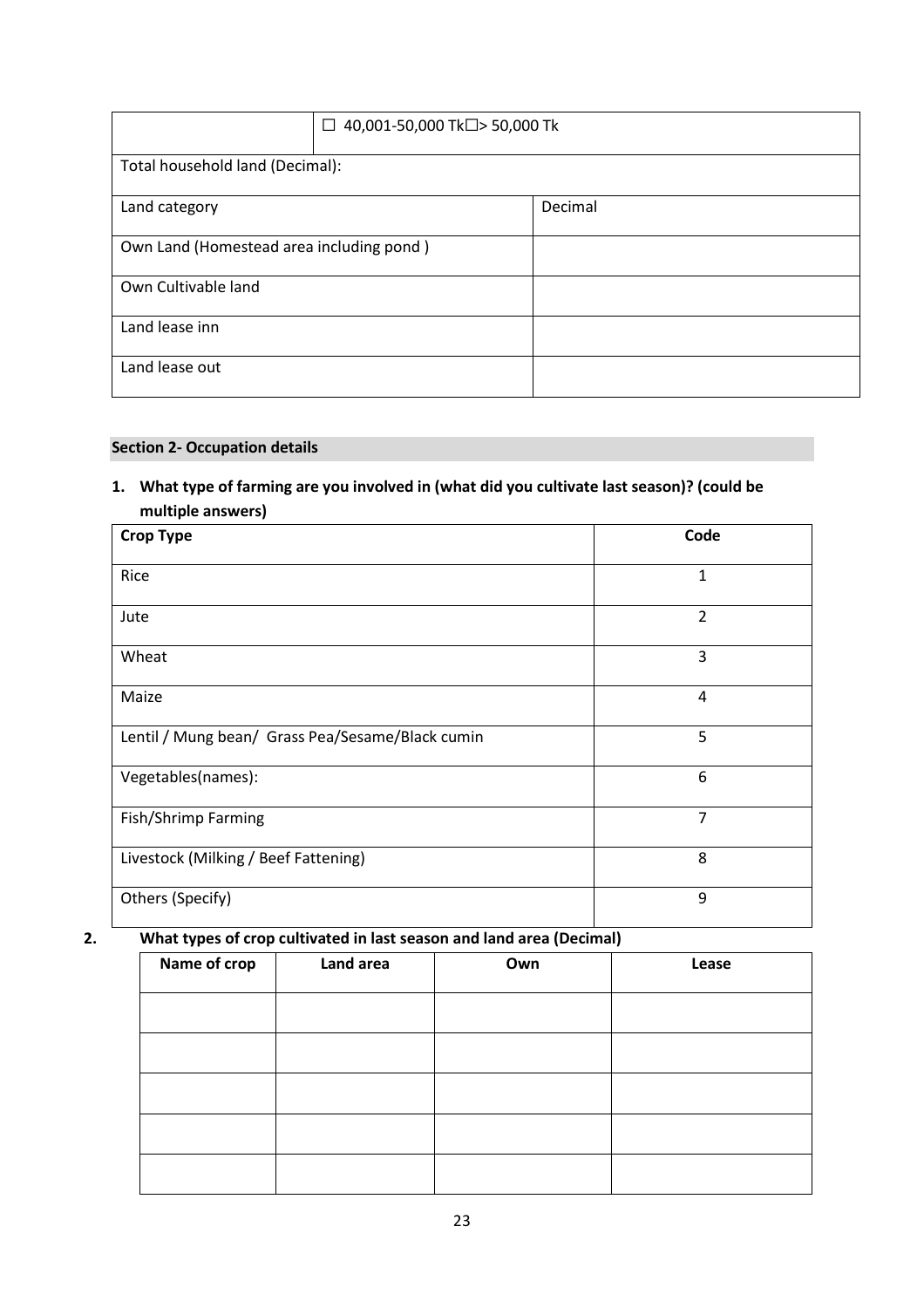| | ☐ 40,001-50,000 Tk☐> 50,000 Tk |
|---|---|
| Total household land (Decimal): | |

| Land category | Decimal |
|---|---|
| Own Land (Homestead area including pond ) | |
| Own Cultivable land | |
| Land lease inn | |
| Land lease out | |

**Section 2- Occupation details**

1. **What type of farming are you involved in (what did you cultivate last season)? (could be multiple answers)**

| Crop Type | Code |
|---|---|
| Rice | 1 |
| Jute | 2 |
| Wheat | 3 |
| Maize | 4 |
| Lentil / Mung bean/ Grass Pea/Sesame/Black cumin | 5 |
| Vegetables(names): | 6 |
| Fish/Shrimp Farming | 7 |
| Livestock (Milking / Beef Fattening) | 8 |
| Others (Specify) | 9 |

2. **What types of crop cultivated in last season and land area (Decimal)**

| Name of crop | Land area | Own | Lease |
|---|---|---|---|
| | | | |
| | | | |
| | | | |
| | | | |
| | | | |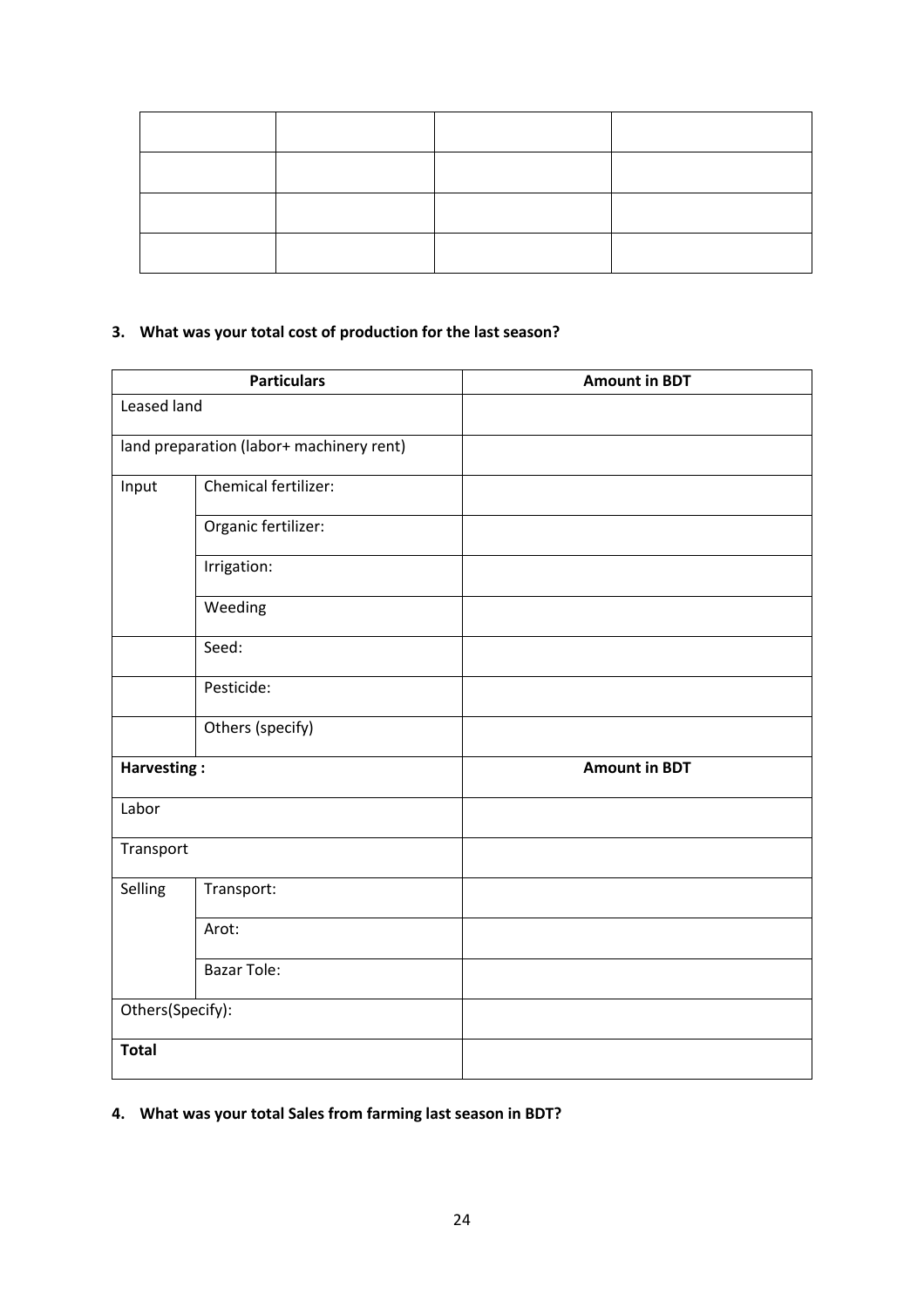| | | | |
|---|---|---|---|
| | | | |
| | | | |
| | | | |
| | | | |

**3. What was your total cost of production for the last season?**

| Particulars | | Amount in BDT |
|---|---|---|
| Leased land | | |
| land preparation (labor+ machinery rent) | | |
| Input | Chemical fertilizer: | |
| | Organic fertilizer: | |
| | Irrigation: | |
| | Weeding | |
| | Seed: | |
| | Pesticide: | |
| | Others (specify) | |
| **Harvesting :** | | **Amount in BDT** |
| Labor | | |
| Transport | | |
| Selling | Transport: | |
| | Arot: | |
| | Bazar Tole: | |
| Others(Specify): | | |
| **Total** | | |

**4. What was your total Sales from farming last season in BDT?**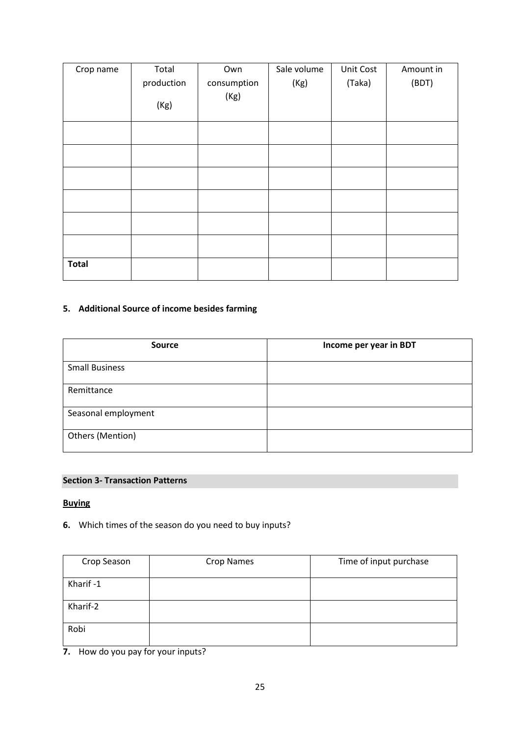| Crop name | Total production (Kg) | Own consumption (Kg) | Sale volume (Kg) | Unit Cost (Taka) | Amount in (BDT) |
|---|---|---|---|---|---|
| | | | | | |
| | | | | | |
| | | | | | |
| | | | | | |
| | | | | | |
| | | | | | |
| **Total** | | | | | |

**5. Additional Source of income besides farming**

| **Source** | **Income per year in BDT** |
|---|---|
| Small Business | |
| Remittance | |
| Seasonal employment | |
| Others (Mention) | |

## Section 3- Transaction Patterns

**Buying**

**6.** Which times of the season do you need to buy inputs?

| Crop Season | Crop Names | Time of input purchase |
|---|---|---|
| Kharif -1 | | |
| Kharif-2 | | |
| Robi | | |

**7.** How do you pay for your inputs?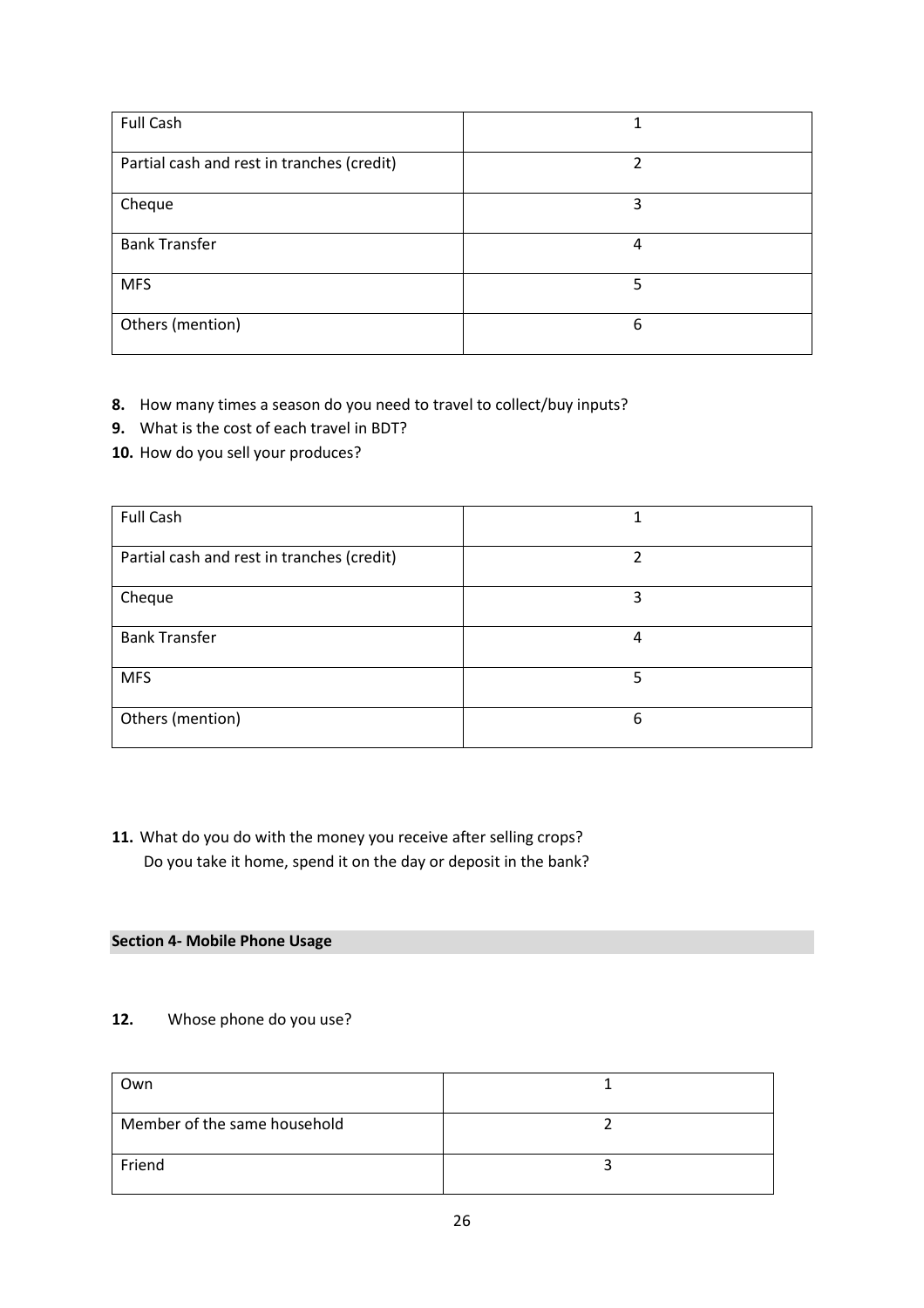| Full Cash | 1 |
|---|---|
| Partial cash and rest in tranches (credit) | 2 |
| Cheque | 3 |
| Bank Transfer | 4 |
| MFS | 5 |
| Others (mention) | 6 |

**8.** How many times a season do you need to travel to collect/buy inputs?

**9.** What is the cost of each travel in BDT?

**10.** How do you sell your produces?

| Full Cash | 1 |
|---|---|
| Partial cash and rest in tranches (credit) | 2 |
| Cheque | 3 |
| Bank Transfer | 4 |
| MFS | 5 |
| Others (mention) | 6 |

**11.** What do you do with the money you receive after selling crops?
Do you take it home, spend it on the day or deposit in the bank?

## Section 4- Mobile Phone Usage

**12.** Whose phone do you use?

| Own | 1 |
|---|---|
| Member of the same household | 2 |
| Friend | 3 |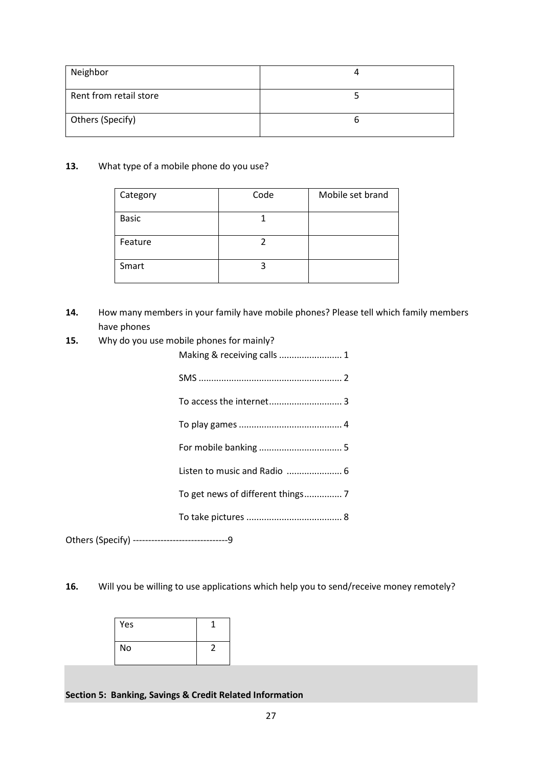| Neighbor | 4 |
|---|---|
| Rent from retail store | 5 |
| Others (Specify) | 6 |

**13.** What type of a mobile phone do you use?

| Category | Code | Mobile set brand |
|---|---|---|
| Basic | 1 | |
| Feature | 2 | |
| Smart | 3 | |

**14.** How many members in your family have mobile phones? Please tell which family members have phones

**15.** Why do you use mobile phones for mainly?

Making & receiving calls ......................... 1

SMS ........................................................ 2

To access the internet............................. 3

To play games ......................................... 4

For mobile banking ................................. 5

Listen to music and Radio ...................... 6

To get news of different things............... 7

To take pictures ...................................... 8

Others (Specify) -------------------------------9

**16.** Will you be willing to use applications which help you to send/receive money remotely?

| Yes | 1 |
|---|---|
| No | 2 |

**Section 5: Banking, Savings & Credit Related Information**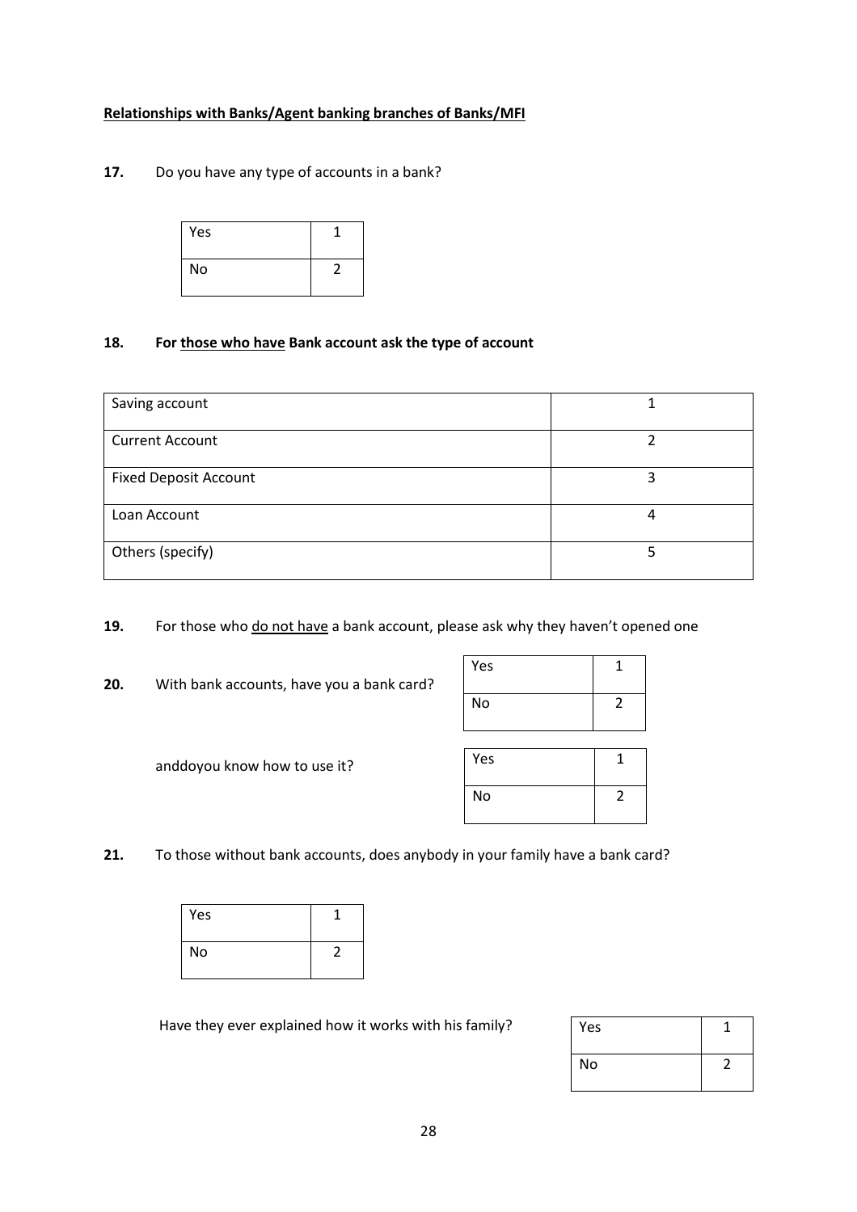**<u>Relationships with Banks/Agent banking branches of Banks/MFI</u>**

**17.** Do you have any type of accounts in a bank?

| Yes | 1 |
|---|---|
| No | 2 |

**18. For <u>those who have</u> Bank account ask the type of account**

| Saving account | 1 |
|---|---|
| Current Account | 2 |
| Fixed Deposit Account | 3 |
| Loan Account | 4 |
| Others (specify) | 5 |

**19.** For those who <u>do not have</u> a bank account, please ask why they haven't opened one

**20.** With bank accounts, have you a bank card?

| Yes | 1 |
|---|---|
| No | 2 |

anddoyou know how to use it?

| Yes | 1 |
|---|---|
| No | 2 |

**21.** To those without bank accounts, does anybody in your family have a bank card?

| Yes | 1 |
|---|---|
| No | 2 |

Have they ever explained how it works with his family?

| Yes | 1 |
|---|---|
| No | 2 |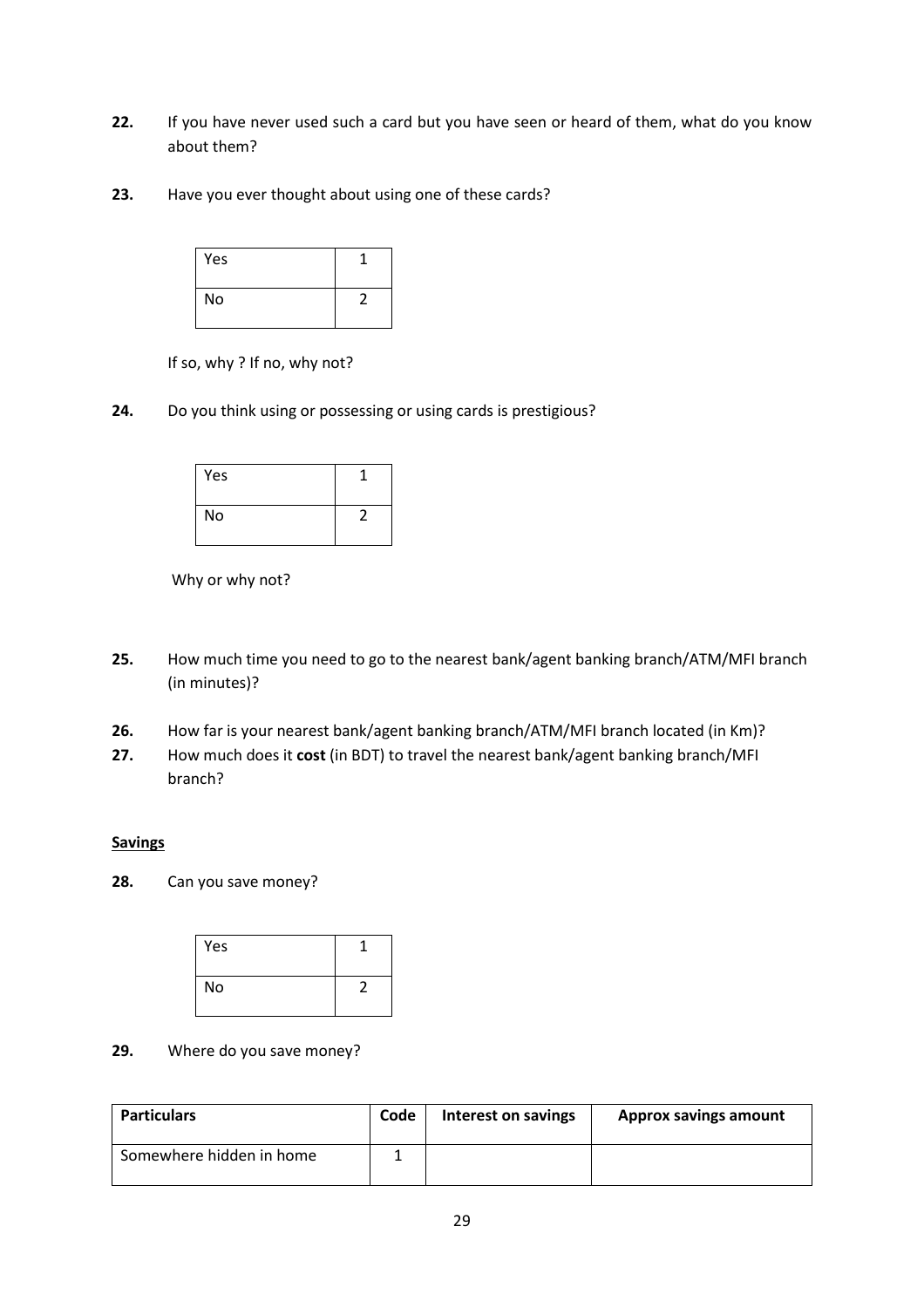**22.** If you have never used such a card but you have seen or heard of them, what do you know about them?

**23.** Have you ever thought about using one of these cards?

| Yes | 1 |
|---|---|
| No | 2 |

If so, why ? If no, why not?

**24.** Do you think using or possessing or using cards is prestigious?

| Yes | 1 |
|---|---|
| No | 2 |

Why or why not?

**25.** How much time you need to go to the nearest bank/agent banking branch/ATM/MFI branch (in minutes)?

**26.** How far is your nearest bank/agent banking branch/ATM/MFI branch located (in Km)?

**27.** How much does it **cost** (in BDT) to travel the nearest bank/agent banking branch/MFI branch?

**Savings**

**28.** Can you save money?

| Yes | 1 |
|---|---|
| No | 2 |

**29.** Where do you save money?

| Particulars | Code | Interest on savings | Approx savings amount |
|---|---|---|---|
| Somewhere hidden in home | 1 | | |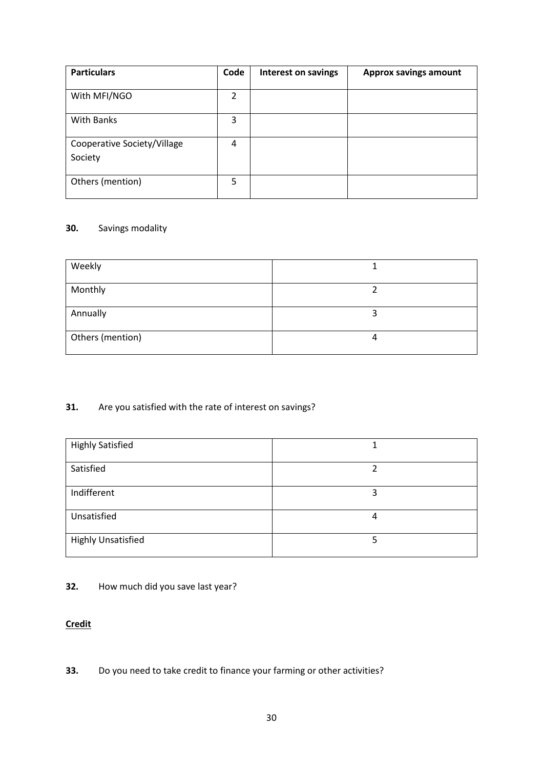| Particulars | Code | Interest on savings | Approx savings amount |
|---|---|---|---|
| With MFI/NGO | 2 | | |
| With Banks | 3 | | |
| Cooperative Society/Village Society | 4 | | |
| Others (mention) | 5 | | |

**30.** Savings modality

| | |
|---|---|
| Weekly | 1 |
| Monthly | 2 |
| Annually | 3 |
| Others (mention) | 4 |

**31.** Are you satisfied with the rate of interest on savings?

| | |
|---|---|
| Highly Satisfied | 1 |
| Satisfied | 2 |
| Indifferent | 3 |
| Unsatisfied | 4 |
| Highly Unsatisfied | 5 |

**32.** How much did you save last year?

**Credit**

**33.** Do you need to take credit to finance your farming or other activities?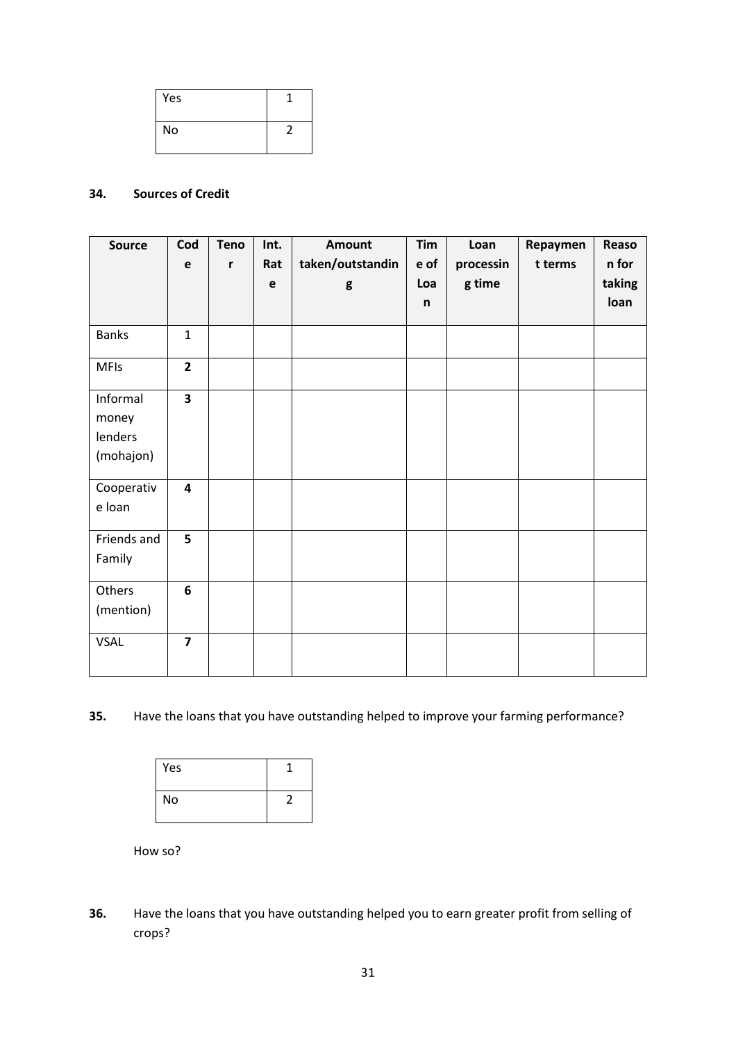| Yes | 1 |
|---|---|
| No | 2 |

**34. Sources of Credit**

| Source | Code | Tenor | Int. Rate | Amount taken/outstanding | Time of Loan | Loan processing time | Repayment terms | Reason for taking loan |
|---|---|---|---|---|---|---|---|---|
| Banks | 1 | | | | | | | |
| MFIs | **2** | | | | | | | |
| Informal money lenders (mohajon) | **3** | | | | | | | |
| Cooperative loan | **4** | | | | | | | |
| Friends and Family | **5** | | | | | | | |
| Others (mention) | **6** | | | | | | | |
| VSAL | **7** | | | | | | | |

**35.** Have the loans that you have outstanding helped to improve your farming performance?

| Yes | 1 |
|---|---|
| No | 2 |

How so?

**36.** Have the loans that you have outstanding helped you to earn greater profit from selling of crops?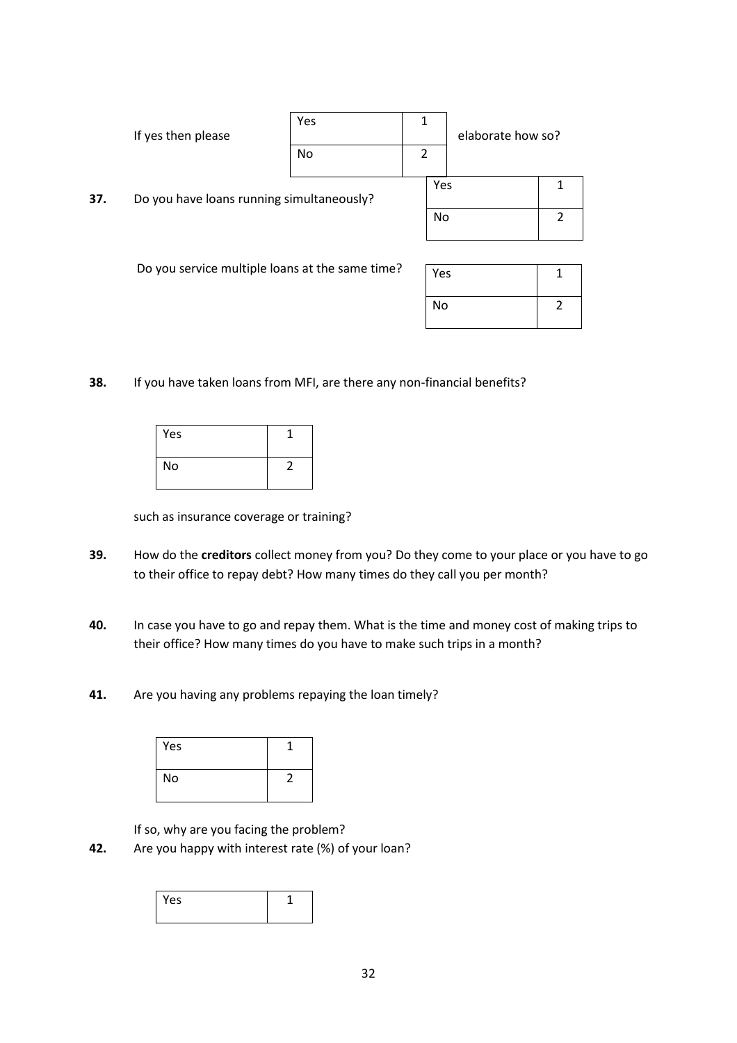If yes then please elaborate how so?

| Yes | 1 |
|---|---|
| No | 2 |

**37.** Do you have loans running simultaneously?

| Yes | 1 |
|---|---|
| No | 2 |

Do you service multiple loans at the same time?

| Yes | 1 |
|---|---|
| No | 2 |

**38.** If you have taken loans from MFI, are there any non-financial benefits?

| Yes | 1 |
|---|---|
| No | 2 |

such as insurance coverage or training?

**39.** How do the **creditors** collect money from you? Do they come to your place or you have to go to their office to repay debt? How many times do they call you per month?

**40.** In case you have to go and repay them. What is the time and money cost of making trips to their office? How many times do you have to make such trips in a month?

**41.** Are you having any problems repaying the loan timely?

| Yes | 1 |
|---|---|
| No | 2 |

If so, why are you facing the problem?

**42.** Are you happy with interest rate (%) of your loan?

| Yes | 1 |
|---|---|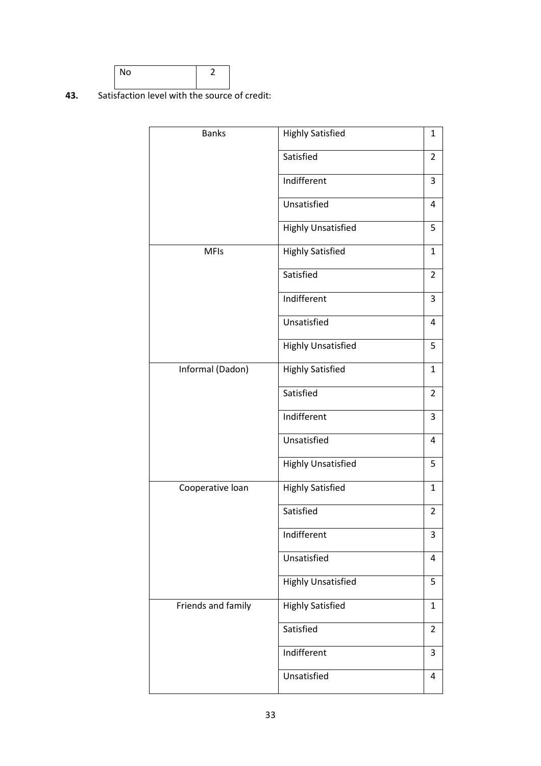| No | 2 |
|---|---|

**43.** Satisfaction level with the source of credit:

| | | |
|---|---|---|
| Banks | Highly Satisfied | 1 |
| | Satisfied | 2 |
| | Indifferent | 3 |
| | Unsatisfied | 4 |
| | Highly Unsatisfied | 5 |
| MFIs | Highly Satisfied | 1 |
| | Satisfied | 2 |
| | Indifferent | 3 |
| | Unsatisfied | 4 |
| | Highly Unsatisfied | 5 |
| Informal (Dadon) | Highly Satisfied | 1 |
| | Satisfied | 2 |
| | Indifferent | 3 |
| | Unsatisfied | 4 |
| | Highly Unsatisfied | 5 |
| Cooperative loan | Highly Satisfied | 1 |
| | Satisfied | 2 |
| | Indifferent | 3 |
| | Unsatisfied | 4 |
| | Highly Unsatisfied | 5 |
| Friends and family | Highly Satisfied | 1 |
| | Satisfied | 2 |
| | Indifferent | 3 |
| | Unsatisfied | 4 |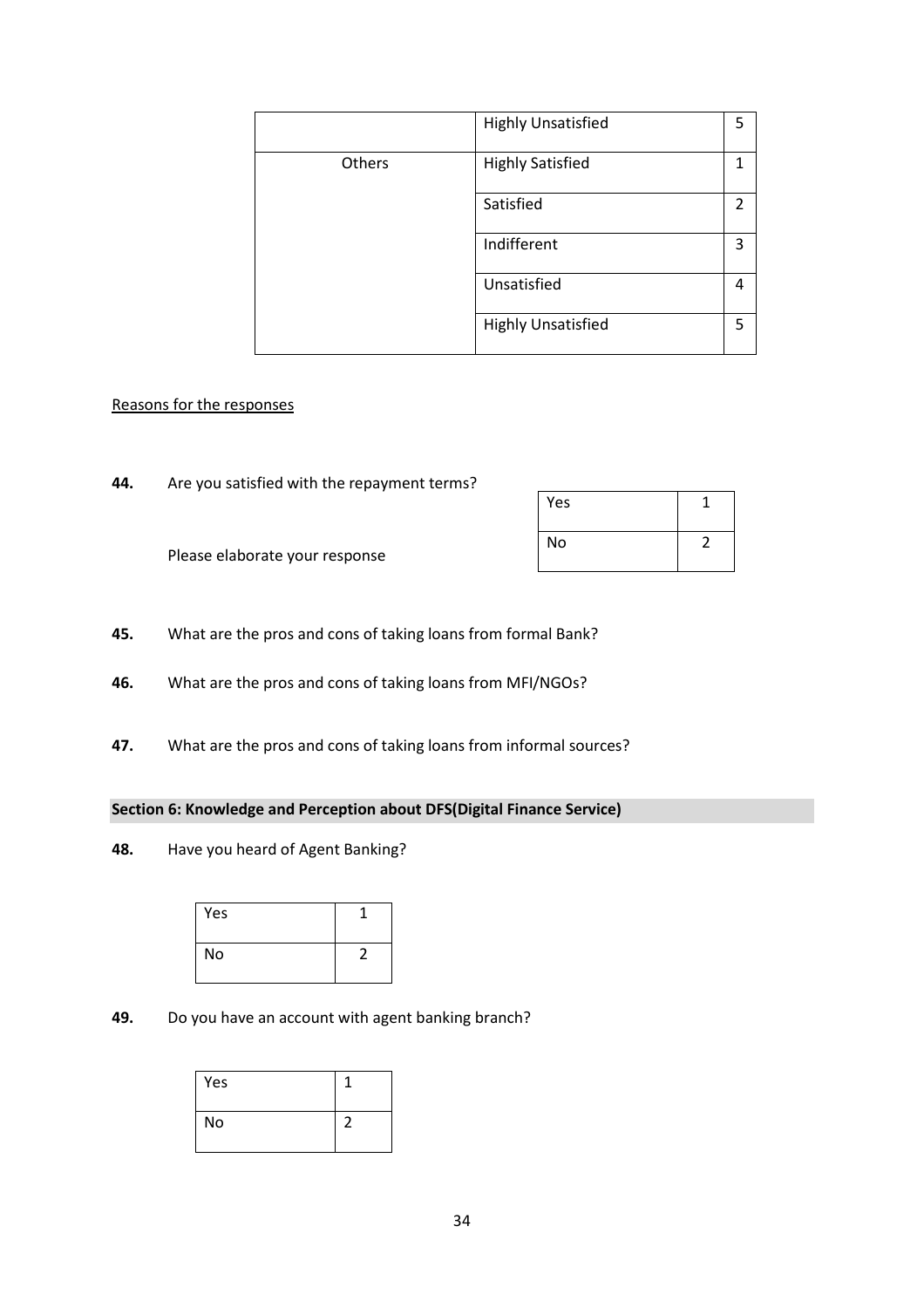| | | |
|---|---|---|
| | Highly Unsatisfied | 5 |
| Others | Highly Satisfied | 1 |
| | Satisfied | 2 |
| | Indifferent | 3 |
| | Unsatisfied | 4 |
| | Highly Unsatisfied | 5 |

Reasons for the responses

**44.** Are you satisfied with the repayment terms?

| | |
|---|---|
| Yes | 1 |
| No | 2 |

Please elaborate your response

**45.** What are the pros and cons of taking loans from formal Bank?

**46.** What are the pros and cons of taking loans from MFI/NGOs?

**47.** What are the pros and cons of taking loans from informal sources?

**Section 6: Knowledge and Perception about DFS(Digital Finance Service)**

**48.** Have you heard of Agent Banking?

| | |
|---|---|
| Yes | 1 |
| No | 2 |

**49.** Do you have an account with agent banking branch?

| | |
|---|---|
| Yes | 1 |
| No | 2 |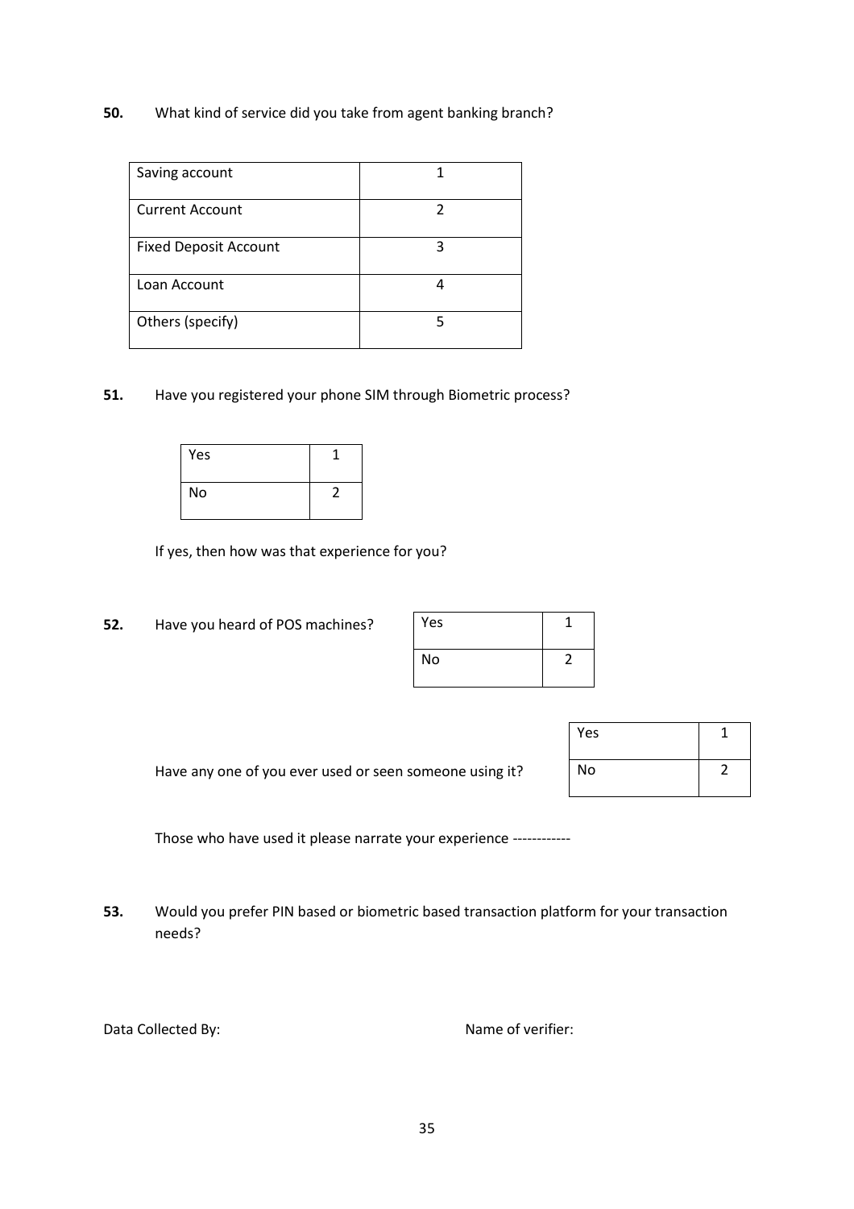**50.** What kind of service did you take from agent banking branch?

| | |
|---|---|
| Saving account | 1 |
| Current Account | 2 |
| Fixed Deposit Account | 3 |
| Loan Account | 4 |
| Others (specify) | 5 |

**51.** Have you registered your phone SIM through Biometric process?

| | |
|---|---|
| Yes | 1 |
| No | 2 |

If yes, then how was that experience for you?

**52.** Have you heard of POS machines?

| | |
|---|---|
| Yes | 1 |
| No | 2 |

Have any one of you ever used or seen someone using it?

| | |
|---|---|
| Yes | 1 |
| No | 2 |

Those who have used it please narrate your experience -----------

**53.** Would you prefer PIN based or biometric based transaction platform for your transaction needs?

Data Collected By: Name of verifier: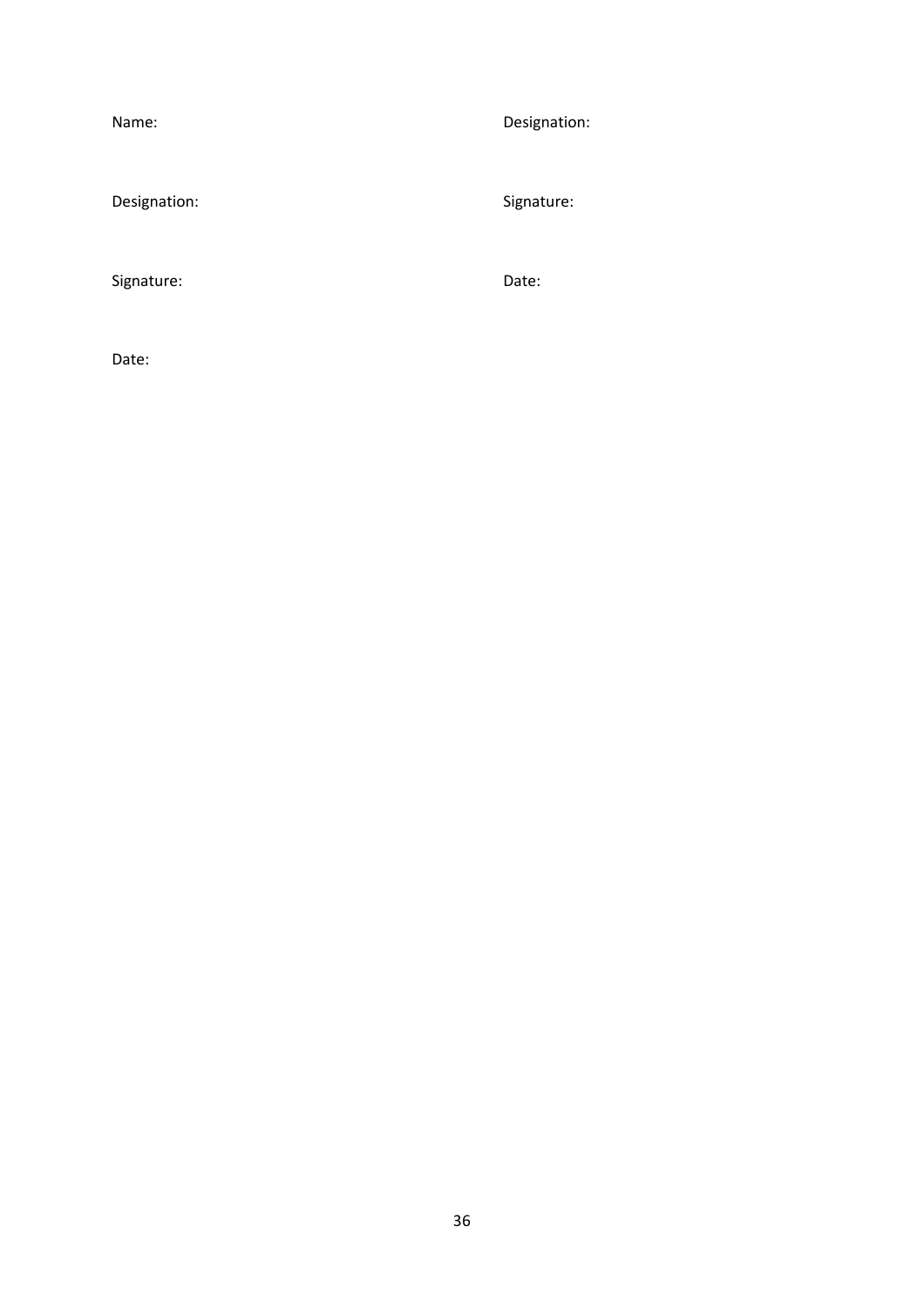Name:

Designation:

Signature:

Date:

Designation:

Signature:

Date: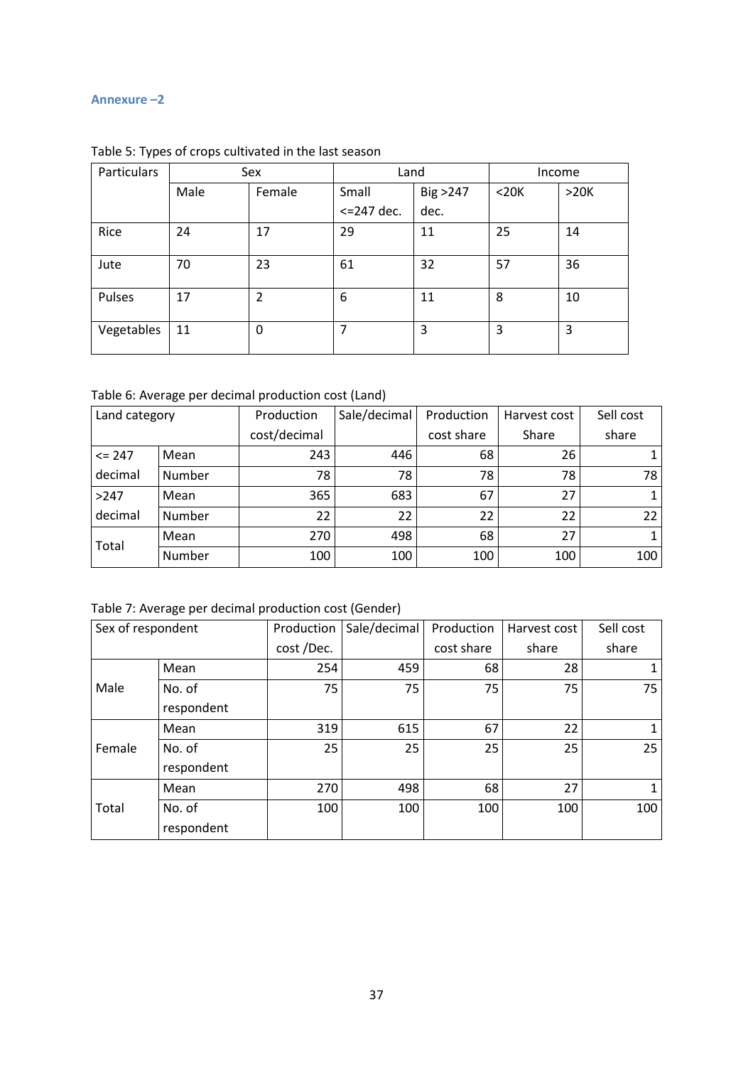**Annexure –2**

Table 5: Types of crops cultivated in the last season

| Particulars | Sex | | Land | | Income | |
|---|---|---|---|---|---|---|
| | Male | Female | Small <=247 dec. | Big >247 dec. | <20K | >20K |
| Rice | 24 | 17 | 29 | 11 | 25 | 14 |
| Jute | 70 | 23 | 61 | 32 | 57 | 36 |
| Pulses | 17 | 2 | 6 | 11 | 8 | 10 |
| Vegetables | 11 | 0 | 7 | 3 | 3 | 3 |

Table 6: Average per decimal production cost (Land)

| Land category | | Production cost/decimal | Sale/decimal | Production cost share | Harvest cost Share | Sell cost share |
|---|---|---|---|---|---|---|
| <= 247 decimal | Mean | 243 | 446 | 68 | 26 | 1 |
| | Number | 78 | 78 | 78 | 78 | 78 |
| >247 decimal | Mean | 365 | 683 | 67 | 27 | 1 |
| | Number | 22 | 22 | 22 | 22 | 22 |
| Total | Mean | 270 | 498 | 68 | 27 | 1 |
| | Number | 100 | 100 | 100 | 100 | 100 |

Table 7: Average per decimal production cost (Gender)

| Sex of respondent | | Production cost /Dec. | Sale/decimal | Production cost share | Harvest cost share | Sell cost share |
|---|---|---|---|---|---|---|
| Male | Mean | 254 | 459 | 68 | 28 | 1 |
| | No. of respondent | 75 | 75 | 75 | 75 | 75 |
| Female | Mean | 319 | 615 | 67 | 22 | 1 |
| | No. of respondent | 25 | 25 | 25 | 25 | 25 |
| Total | Mean | 270 | 498 | 68 | 27 | 1 |
| | No. of respondent | 100 | 100 | 100 | 100 | 100 |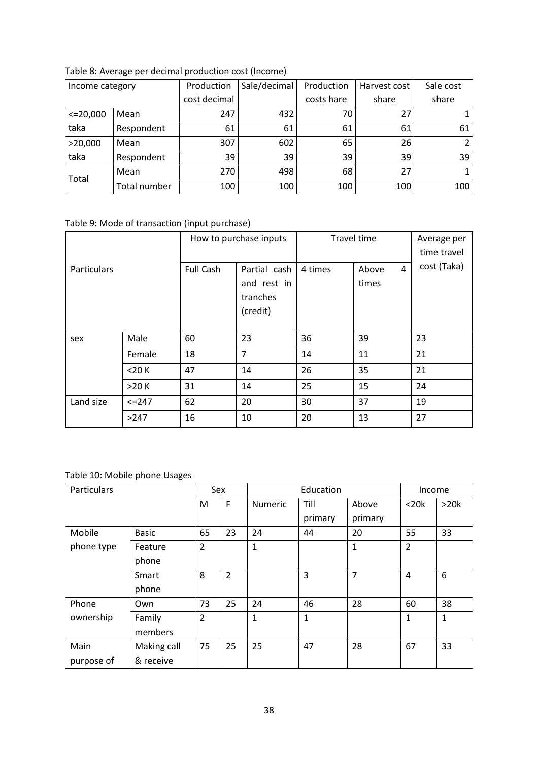Table 8: Average per decimal production cost (Income)

| Income category | | Production cost decimal | Sale/decimal | Production costs hare | Harvest cost share | Sale cost share |
|---|---|---|---|---|---|---|
| <=20,000 taka | Mean | 247 | 432 | 70 | 27 | 1 |
| | Respondent | 61 | 61 | 61 | 61 | 61 |
| >20,000 taka | Mean | 307 | 602 | 65 | 26 | 2 |
| | Respondent | 39 | 39 | 39 | 39 | 39 |
| Total | Mean | 270 | 498 | 68 | 27 | 1 |
| | Total number | 100 | 100 | 100 | 100 | 100 |

Table 9: Mode of transaction (input purchase)

| Particulars | | How to purchase inputs | | Travel time | | Average per time travel cost (Taka) |
|---|---|---|---|---|---|---|
| | | Full Cash | Partial cash and rest in tranches (credit) | 4 times | Above 4 times | |
| sex | Male | 60 | 23 | 36 | 39 | 23 |
| | Female | 18 | 7 | 14 | 11 | 21 |
| | <20 K | 47 | 14 | 26 | 35 | 21 |
| | >20 K | 31 | 14 | 25 | 15 | 24 |
| Land size | <=247 | 62 | 20 | 30 | 37 | 19 |
| | >247 | 16 | 10 | 20 | 13 | 27 |

Table 10: Mobile phone Usages

| Particulars | | Sex | | Education | | | Income | |
|---|---|---|---|---|---|---|---|---|
| | | M | F | Numeric | Till primary | Above primary | <20k | >20k |
| Mobile phone type | Basic | 65 | 23 | 24 | 44 | 20 | 55 | 33 |
| | Feature phone | 2 | | 1 | | 1 | 2 | |
| | Smart phone | 8 | 2 | | 3 | 7 | 4 | 6 |
| Phone ownership | Own | 73 | 25 | 24 | 46 | 28 | 60 | 38 |
| | Family members | 2 | | 1 | 1 | | 1 | 1 |
| Main purpose of | Making call & receive | 75 | 25 | 25 | 47 | 28 | 67 | 33 |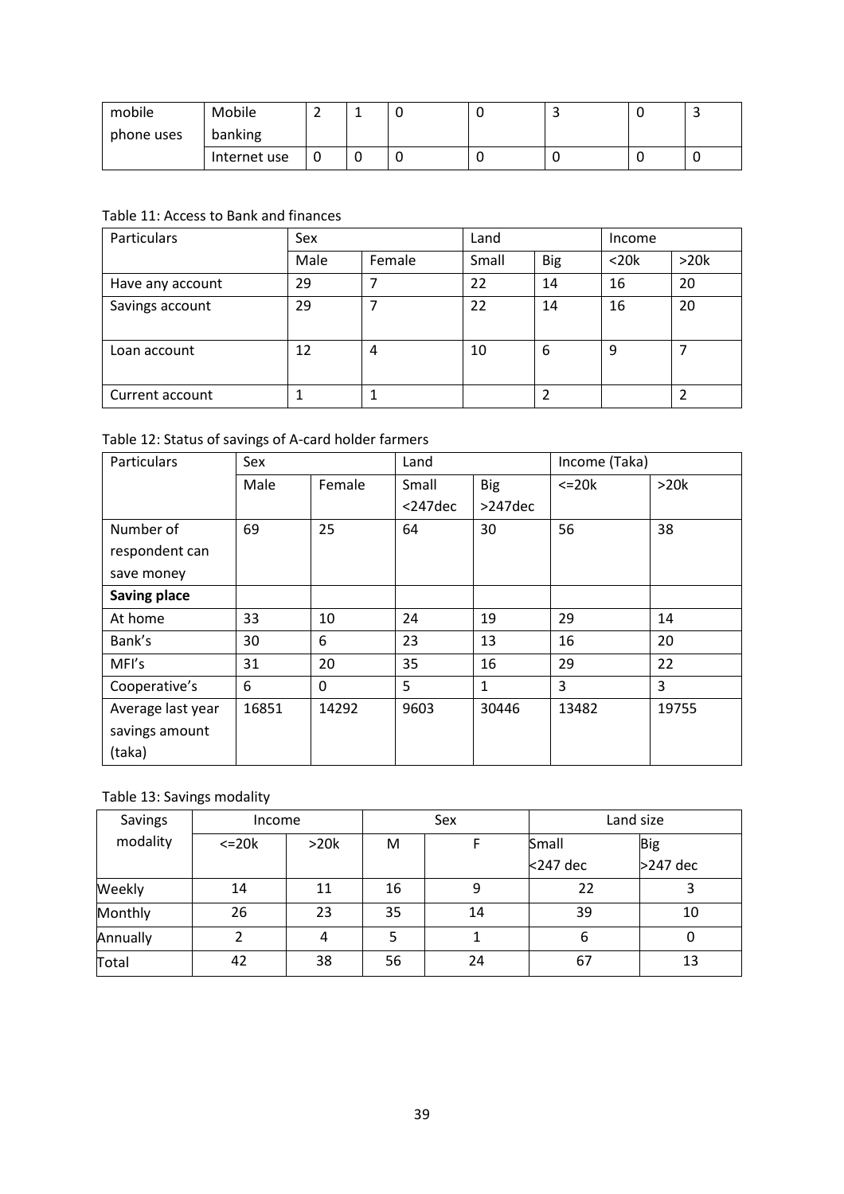| mobile phone uses | Mobile banking | 2 | 1 | 0 | 0 | 3 | 0 | 3 |
|---|---|---|---|---|---|---|---|---|
| | Internet use | 0 | 0 | 0 | 0 | 0 | 0 | 0 |

Table 11: Access to Bank and finances

| Particulars | Sex | | Land | | Income | |
|---|---|---|---|---|---|---|
| | Male | Female | Small | Big | <20k | >20k |
| Have any account | 29 | 7 | 22 | 14 | 16 | 20 |
| Savings account | 29 | 7 | 22 | 14 | 16 | 20 |
| Loan account | 12 | 4 | 10 | 6 | 9 | 7 |
| Current account | 1 | 1 | | 2 | | 2 |

Table 12: Status of savings of A-card holder farmers

| Particulars | Sex | | Land | | Income (Taka) | |
|---|---|---|---|---|---|---|
| | Male | Female | Small <247dec | Big >247dec | <=20k | >20k |
| Number of respondent can save money | 69 | 25 | 64 | 30 | 56 | 38 |
| **Saving place** | | | | | | |
| At home | 33 | 10 | 24 | 19 | 29 | 14 |
| Bank's | 30 | 6 | 23 | 13 | 16 | 20 |
| MFI's | 31 | 20 | 35 | 16 | 29 | 22 |
| Cooperative's | 6 | 0 | 5 | 1 | 3 | 3 |
| Average last year savings amount (taka) | 16851 | 14292 | 9603 | 30446 | 13482 | 19755 |

Table 13: Savings modality

| Savings modality | Income | | Sex | | Land size | |
|---|---|---|---|---|---|---|
| | <=20k | >20k | M | F | Small <247 dec | Big >247 dec |
| Weekly | 14 | 11 | 16 | 9 | 22 | 3 |
| Monthly | 26 | 23 | 35 | 14 | 39 | 10 |
| Annually | 2 | 4 | 5 | 1 | 6 | 0 |
| Total | 42 | 38 | 56 | 24 | 67 | 13 |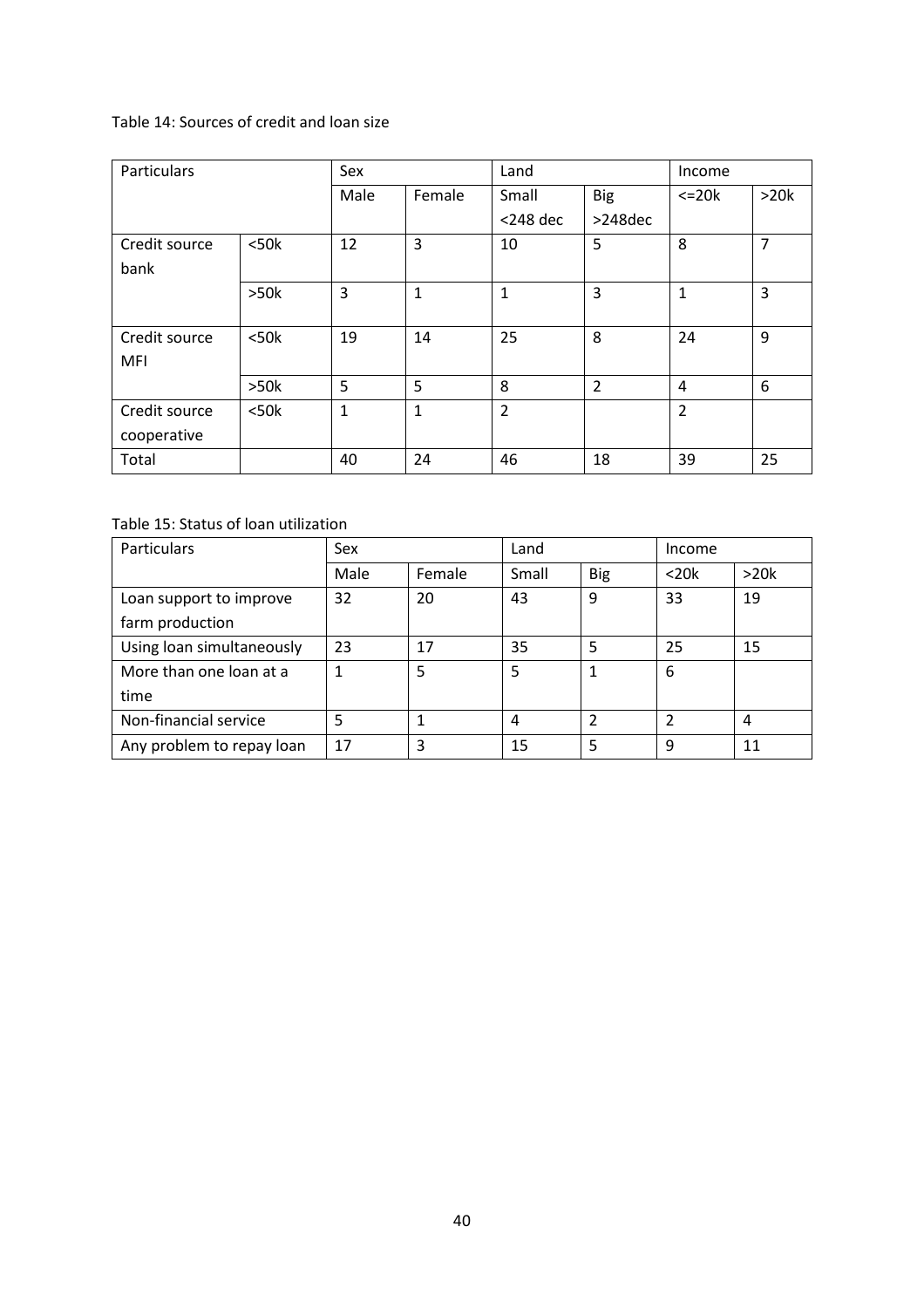Table 14: Sources of credit and loan size

| Particulars | | Sex | | Land | | Income | |
|---|---|---|---|---|---|---|---|
| | | Male | Female | Small <248 dec | Big >248dec | <=20k | >20k |
| Credit source bank | <50k | 12 | 3 | 10 | 5 | 8 | 7 |
| | >50k | 3 | 1 | 1 | 3 | 1 | 3 |
| Credit source MFI | <50k | 19 | 14 | 25 | 8 | 24 | 9 |
| | >50k | 5 | 5 | 8 | 2 | 4 | 6 |
| Credit source cooperative | <50k | 1 | 1 | 2 | | 2 | |
| Total | | 40 | 24 | 46 | 18 | 39 | 25 |

Table 15: Status of loan utilization

| Particulars | Sex | | Land | | Income | |
|---|---|---|---|---|---|---|
| | Male | Female | Small | Big | <20k | >20k |
| Loan support to improve farm production | 32 | 20 | 43 | 9 | 33 | 19 |
| Using loan simultaneously | 23 | 17 | 35 | 5 | 25 | 15 |
| More than one loan at a time | 1 | 5 | 5 | 1 | 6 | |
| Non-financial service | 5 | 1 | 4 | 2 | 2 | 4 |
| Any problem to repay loan | 17 | 3 | 15 | 5 | 9 | 11 |